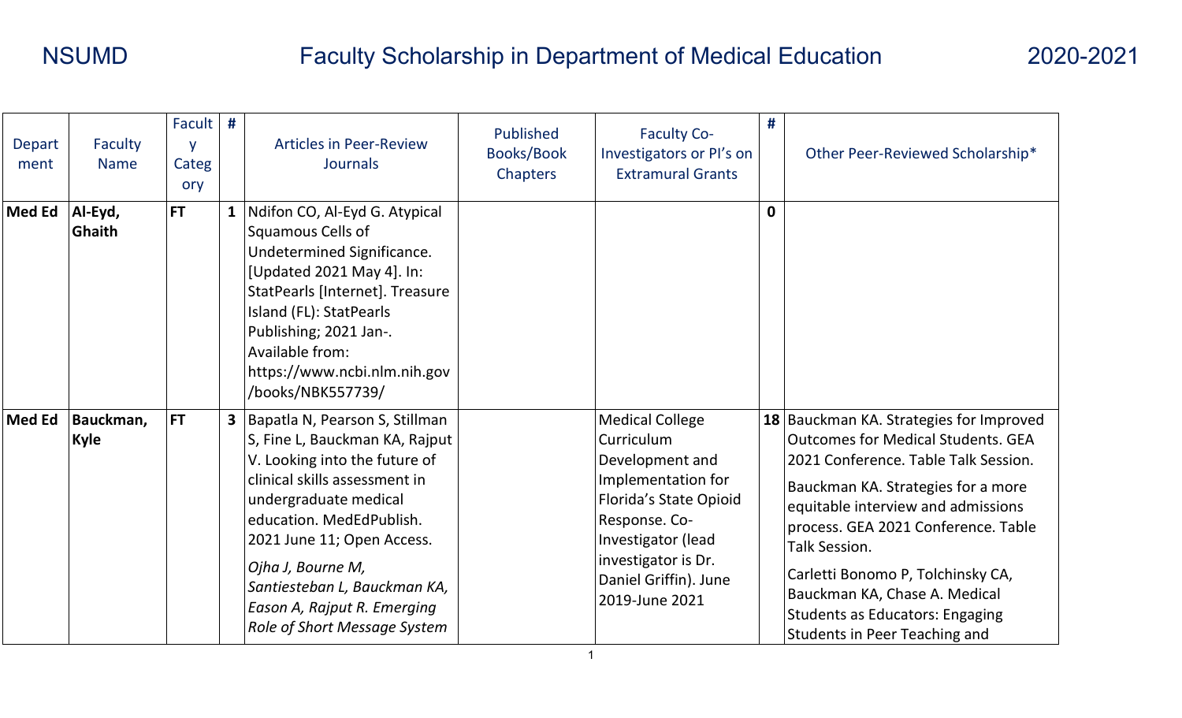# NSUMD Faculty Scholarship in Department of Medical Education 2020-2021

| Department | Faculty Name | Faculty Category | # | Articles in Peer-Review Journals | Published Books/Book Chapters | Faculty Co-Investigators or PI's on Extramural Grants | # | Other Peer-Reviewed Scholarship* |
|---|---|---|---|---|---|---|---|---|
| **Med Ed** | **Al-Eyd, Ghaith** | **FT** | **1** | Ndifon CO, Al-Eyd G. Atypical Squamous Cells of Undetermined Significance. [Updated 2021 May 4]. In: StatPearls [Internet]. Treasure Island (FL): StatPearls Publishing; 2021 Jan-. Available from: https://www.ncbi.nlm.nih.gov/books/NBK557739/ | | | **0** | |
| **Med Ed** | **Bauckman, Kyle** | **FT** | **3** | Bapatla N, Pearson S, Stillman S, Fine L, Bauckman KA, Rajput V. Looking into the future of clinical skills assessment in undergraduate medical education. MedEdPublish. 2021 June 11; Open Access. <br><br> *Ojha J, Bourne M, Santiesteban L, Bauckman KA, Eason A, Rajput R. Emerging Role of Short Message System* | | Medical College Curriculum Development and Implementation for Florida's State Opioid Response. Co-Investigator (lead investigator is Dr. Daniel Griffin). June 2019-June 2021 | **18** | Bauckman KA. Strategies for Improved Outcomes for Medical Students. GEA 2021 Conference. Table Talk Session. <br><br> Bauckman KA. Strategies for a more equitable interview and admissions process. GEA 2021 Conference. Table Talk Session. <br><br> Carletti Bonomo P, Tolchinsky CA, Bauckman KA, Chase A. Medical Students as Educators: Engaging Students in Peer Teaching and |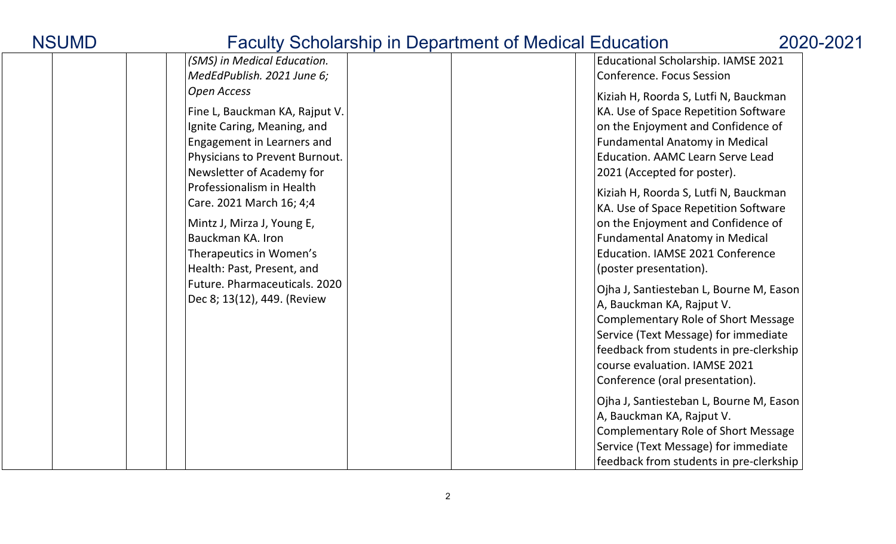| | | | | | | | |
|---|---|---|---|---|---|---|---|
| | | | *(SMS) in Medical Education. MedEdPublish. 2021 June 6; Open Access*<br><br>Fine L, Bauckman KA, Rajput V. Ignite Caring, Meaning, and Engagement in Learners and Physicians to Prevent Burnout. Newsletter of Academy for Professionalism in Health Care. 2021 March 16; 4;4<br><br>Mintz J, Mirza J, Young E, Bauckman KA. Iron Therapeutics in Women's Health: Past, Present, and Future. Pharmaceuticals. 2020 Dec 8; 13(12), 449. (Review | | | | Educational Scholarship. IAMSE 2021 Conference. Focus Session<br><br>Kiziah H, Roorda S, Lutfi N, Bauckman KA. Use of Space Repetition Software on the Enjoyment and Confidence of Fundamental Anatomy in Medical Education. AAMC Learn Serve Lead 2021 (Accepted for poster).<br><br>Kiziah H, Roorda S, Lutfi N, Bauckman KA. Use of Space Repetition Software on the Enjoyment and Confidence of Fundamental Anatomy in Medical Education. IAMSE 2021 Conference (poster presentation).<br><br>Ojha J, Santiesteban L, Bourne M, Eason A, Bauckman KA, Rajput V. Complementary Role of Short Message Service (Text Message) for immediate feedback from students in pre-clerkship course evaluation. IAMSE 2021 Conference (oral presentation).<br><br>Ojha J, Santiesteban L, Bourne M, Eason A, Bauckman KA, Rajput V. Complementary Role of Short Message Service (Text Message) for immediate feedback from students in pre-clerkship |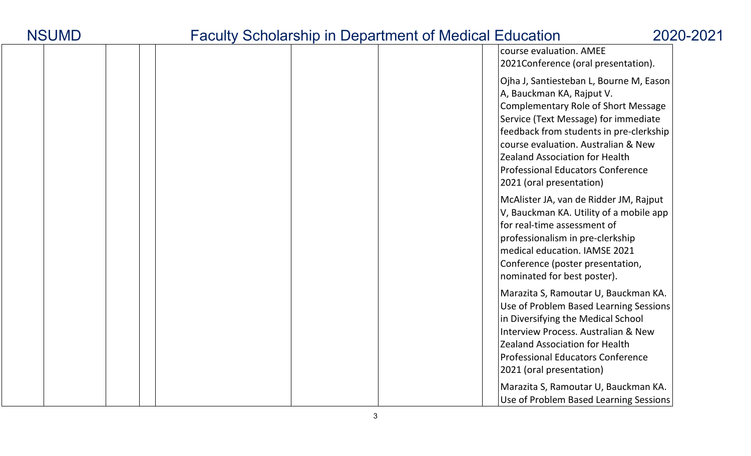| | | | | | | | |
|---|---|---|---|---|---|---|---|
| | | | | | | | course evaluation. AMEE 2021Conference (oral presentation).<br><br>Ojha J, Santiesteban L, Bourne M, Eason A, Bauckman KA, Rajput V. Complementary Role of Short Message Service (Text Message) for immediate feedback from students in pre-clerkship course evaluation. Australian & New Zealand Association for Health Professional Educators Conference 2021 (oral presentation)<br><br>McAlister JA, van de Ridder JM, Rajput V, Bauckman KA. Utility of a mobile app for real-time assessment of professionalism in pre-clerkship medical education. IAMSE 2021 Conference (poster presentation, nominated for best poster).<br><br>Marazita S, Ramoutar U, Bauckman KA. Use of Problem Based Learning Sessions in Diversifying the Medical School Interview Process. Australian & New Zealand Association for Health Professional Educators Conference 2021 (oral presentation)<br><br>Marazita S, Ramoutar U, Bauckman KA. Use of Problem Based Learning Sessions |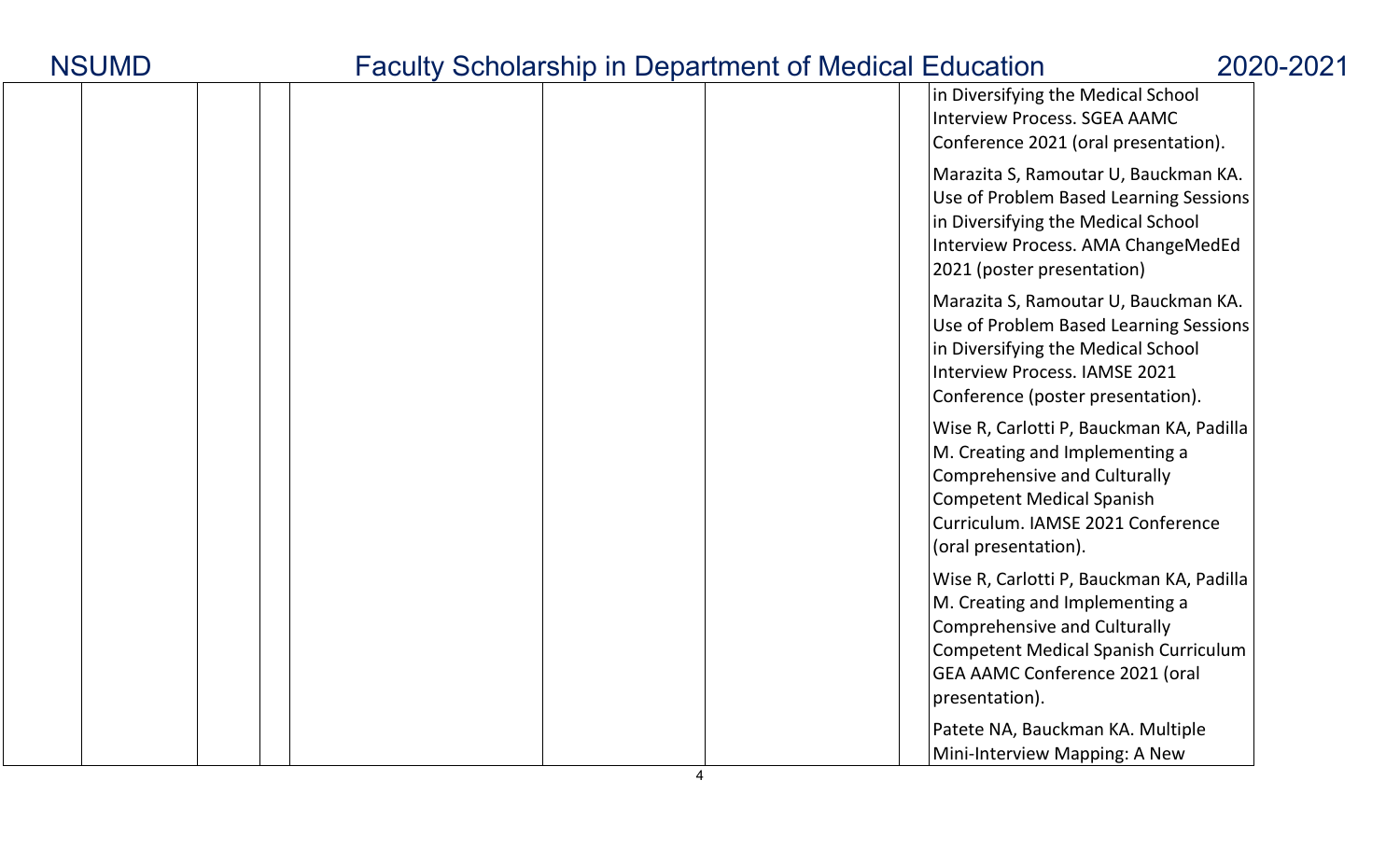| | | | | | | |
|---|---|---|---|---|---|---|
| | | | | | | in Diversifying the Medical School Interview Process. SGEA AAMC Conference 2021 (oral presentation). |
| | | | | | | Marazita S, Ramoutar U, Bauckman KA. Use of Problem Based Learning Sessions in Diversifying the Medical School Interview Process. AMA ChangeMedEd 2021 (poster presentation) |
| | | | | | | Marazita S, Ramoutar U, Bauckman KA. Use of Problem Based Learning Sessions in Diversifying the Medical School Interview Process. IAMSE 2021 Conference (poster presentation). |
| | | | | | | Wise R, Carlotti P, Bauckman KA, Padilla M. Creating and Implementing a Comprehensive and Culturally Competent Medical Spanish Curriculum. IAMSE 2021 Conference (oral presentation). |
| | | | | | | Wise R, Carlotti P, Bauckman KA, Padilla M. Creating and Implementing a Comprehensive and Culturally Competent Medical Spanish Curriculum GEA AAMC Conference 2021 (oral presentation). |
| | | | | | | Patete NA, Bauckman KA. Multiple Mini-Interview Mapping: A New |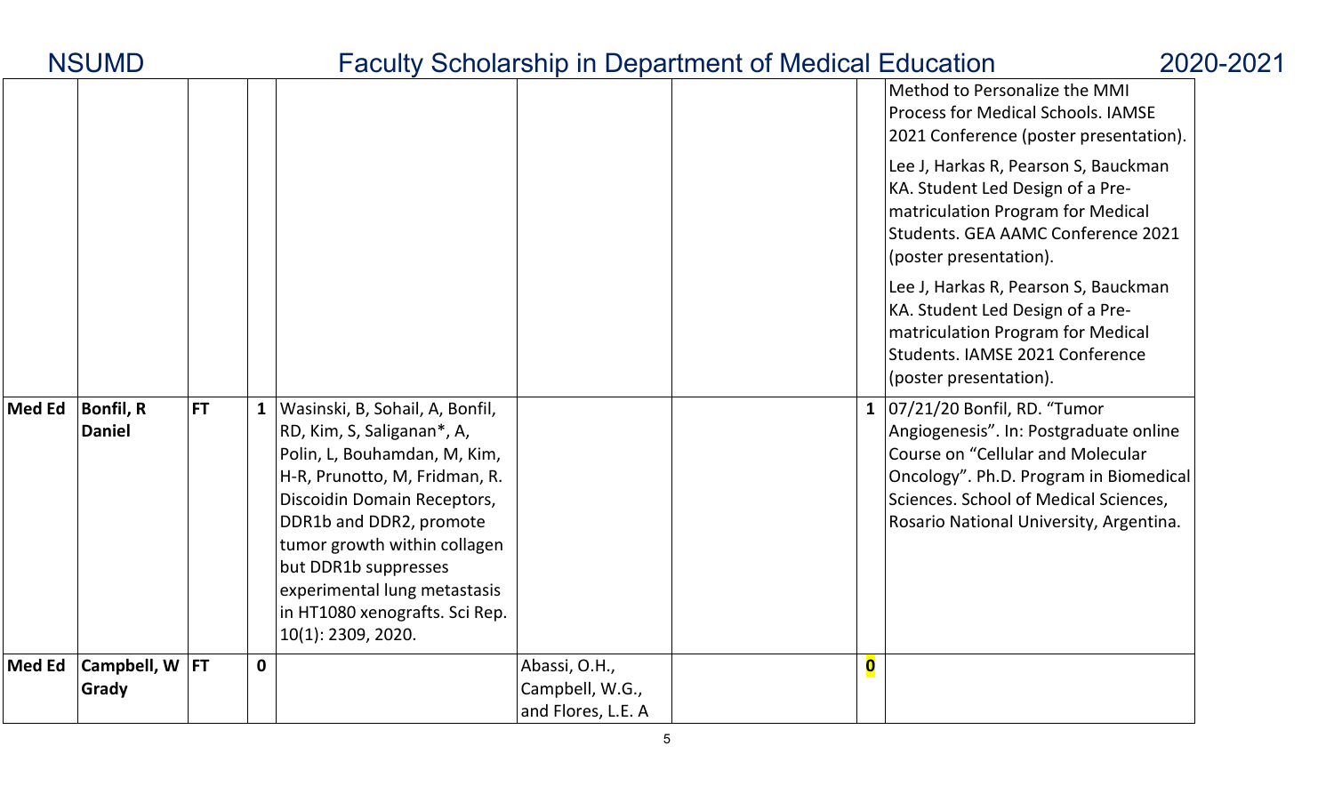| | | | | | | | | |
|---|---|---|---|---|---|---|---|---|
| | | | | | | | | Method to Personalize the MMI Process for Medical Schools. IAMSE 2021 Conference (poster presentation).<br><br>Lee J, Harkas R, Pearson S, Bauckman KA. Student Led Design of a Pre-matriculation Program for Medical Students. GEA AAMC Conference 2021 (poster presentation).<br><br>Lee J, Harkas R, Pearson S, Bauckman KA. Student Led Design of a Pre-matriculation Program for Medical Students. IAMSE 2021 Conference (poster presentation). |
| **Med Ed** | **Bonfil, R Daniel** | **FT** | **1** | Wasinski, B, Sohail, A, Bonfil, RD, Kim, S, Saliganan*, A, Polin, L, Bouhamdan, M, Kim, H-R, Prunotto, M, Fridman, R. Discoidin Domain Receptors, DDR1b and DDR2, promote tumor growth within collagen but DDR1b suppresses experimental lung metastasis in HT1080 xenografts. Sci Rep. 10(1): 2309, 2020. | | | **1** | 07/21/20 Bonfil, RD. "Tumor Angiogenesis". In: Postgraduate online Course on "Cellular and Molecular Oncology". Ph.D. Program in Biomedical Sciences. School of Medical Sciences, Rosario National University, Argentina. |
| **Med Ed** | **Campbell, W Grady** | **FT** | **0** | | Abassi, O.H., Campbell, W.G., and Flores, L.E. A | | **0** | |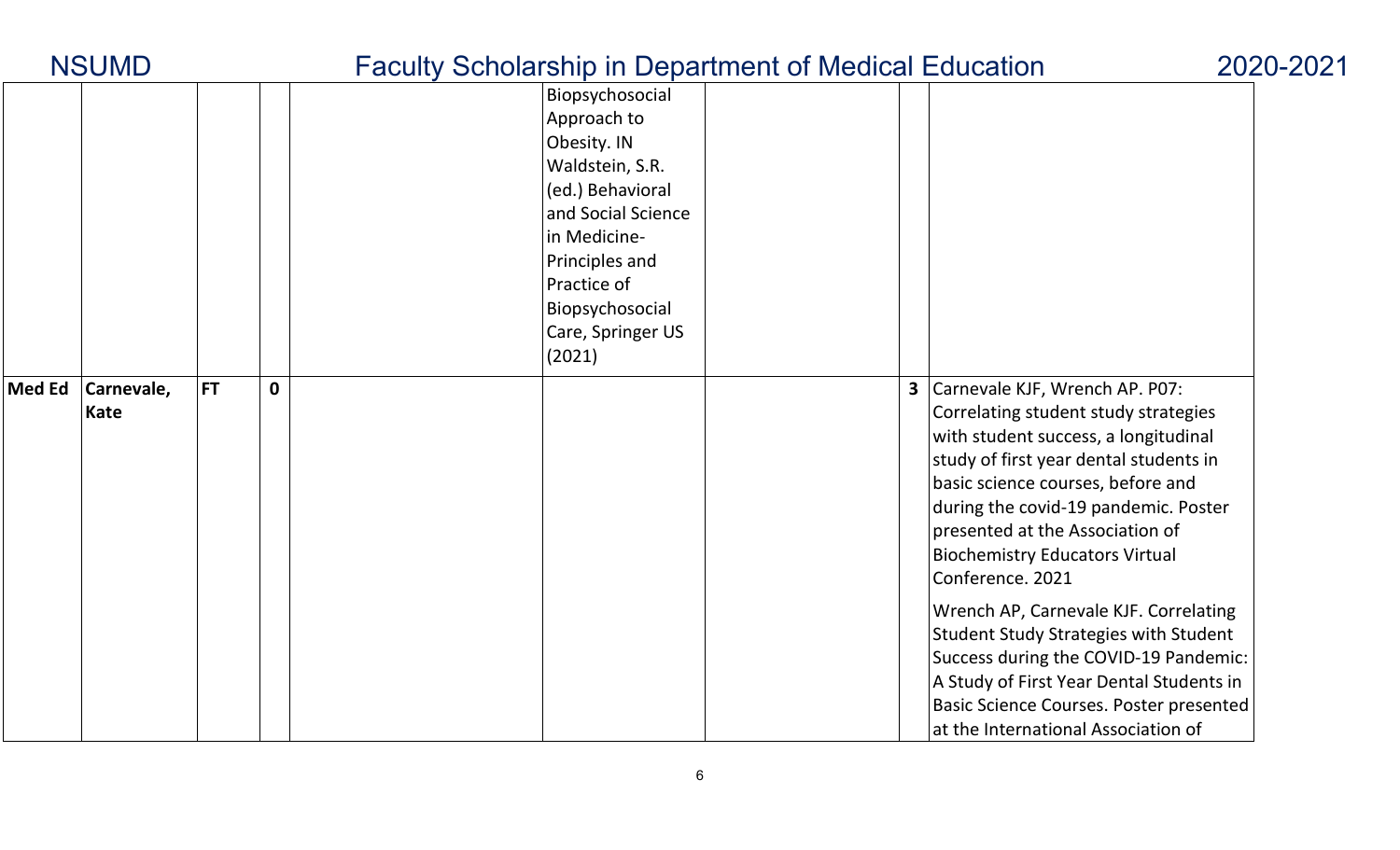| | | | | | | | | |
|---|---|---|---|---|---|---|---|---|
| | | | | | Biopsychosocial Approach to Obesity. IN Waldstein, S.R. (ed.) Behavioral and Social Science in Medicine- Principles and Practice of Biopsychosocial Care, Springer US (2021) | | | |
| **Med Ed** | **Carnevale, Kate** | **FT** | **0** | | | | **3** | Carnevale KJF, Wrench AP. P07: Correlating student study strategies with student success, a longitudinal study of first year dental students in basic science courses, before and during the covid-19 pandemic. Poster presented at the Association of Biochemistry Educators Virtual Conference. 2021<br><br>Wrench AP, Carnevale KJF. Correlating Student Study Strategies with Student Success during the COVID-19 Pandemic: A Study of First Year Dental Students in Basic Science Courses. Poster presented at the International Association of |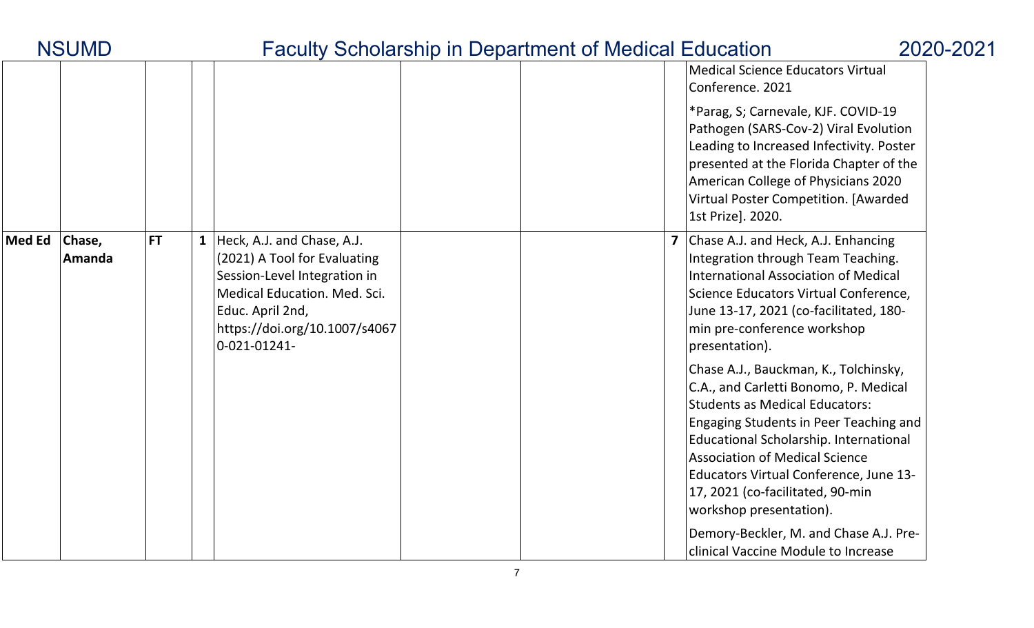| | | | | | | | | |
|---|---|---|---|---|---|---|---|---|
| | | | | | | | | Medical Science Educators Virtual Conference. 2021 *Parag, S; Carnevale, KJF. COVID-19 Pathogen (SARS-Cov-2) Viral Evolution Leading to Increased Infectivity. Poster presented at the Florida Chapter of the American College of Physicians 2020 Virtual Poster Competition. [Awarded 1st Prize]. 2020. |
| **Med Ed** | **Chase, Amanda** | **FT** | **1** | Heck, A.J. and Chase, A.J. (2021) A Tool for Evaluating Session-Level Integration in Medical Education. Med. Sci. Educ. April 2nd, https://doi.org/10.1007/s40670-021-01241- | | | **7** | Chase A.J. and Heck, A.J. Enhancing Integration through Team Teaching. International Association of Medical Science Educators Virtual Conference, June 13-17, 2021 (co-facilitated, 180-min pre-conference workshop presentation). Chase A.J., Bauckman, K., Tolchinsky, C.A., and Carletti Bonomo, P. Medical Students as Medical Educators: Engaging Students in Peer Teaching and Educational Scholarship. International Association of Medical Science Educators Virtual Conference, June 13-17, 2021 (co-facilitated, 90-min workshop presentation). Demory-Beckler, M. and Chase A.J. Pre-clinical Vaccine Module to Increase |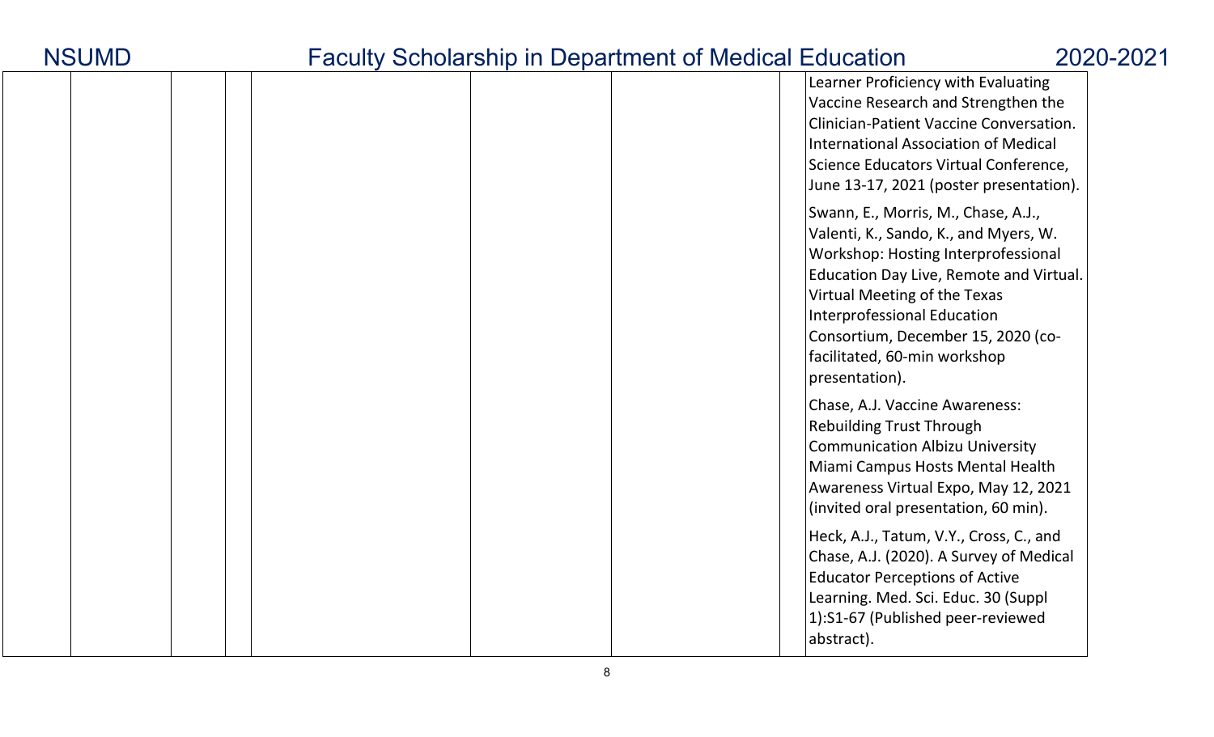| | | | | | | | |
|---|---|---|---|---|---|---|---|
| | | | | | | | Learner Proficiency with Evaluating Vaccine Research and Strengthen the Clinician-Patient Vaccine Conversation. International Association of Medical Science Educators Virtual Conference, June 13-17, 2021 (poster presentation).<br><br>Swann, E., Morris, M., Chase, A.J., Valenti, K., Sando, K., and Myers, W. Workshop: Hosting Interprofessional Education Day Live, Remote and Virtual. Virtual Meeting of the Texas Interprofessional Education Consortium, December 15, 2020 (co-facilitated, 60-min workshop presentation).<br><br>Chase, A.J. Vaccine Awareness: Rebuilding Trust Through Communication Albizu University Miami Campus Hosts Mental Health Awareness Virtual Expo, May 12, 2021 (invited oral presentation, 60 min).<br><br>Heck, A.J., Tatum, V.Y., Cross, C., and Chase, A.J. (2020). A Survey of Medical Educator Perceptions of Active Learning. Med. Sci. Educ. 30 (Suppl 1):S1-67 (Published peer-reviewed abstract). |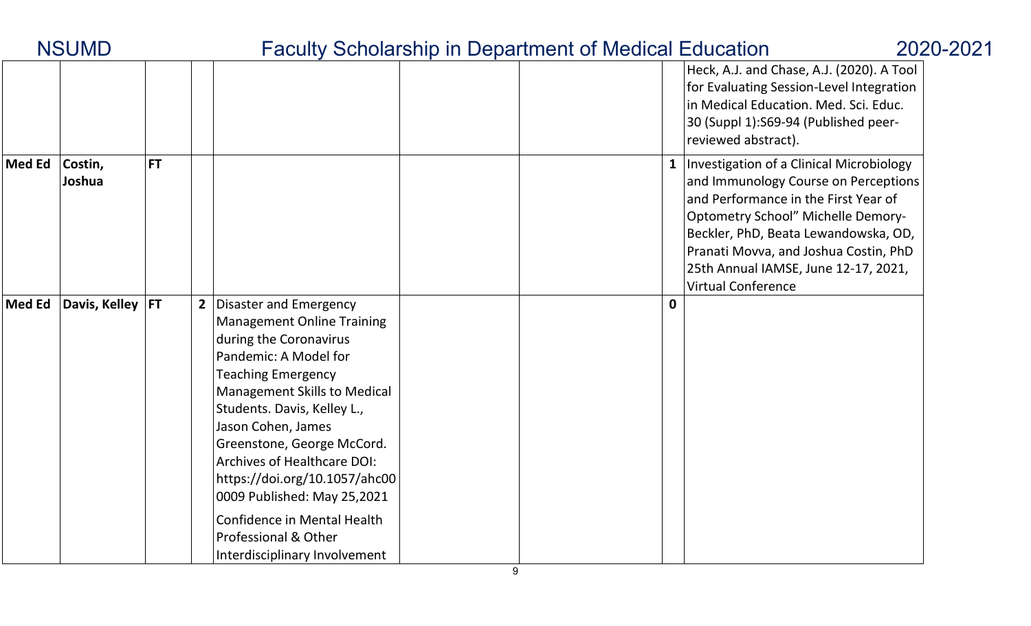| | | | | | | | | |
|---|---|---|---|---|---|---|---|---|
| | | | | | | | | Heck, A.J. and Chase, A.J. (2020). A Tool for Evaluating Session-Level Integration in Medical Education. Med. Sci. Educ. 30 (Suppl 1):S69-94 (Published peer-reviewed abstract). |
| **Med Ed** | **Costin, Joshua** | **FT** | | | | | **1** | Investigation of a Clinical Microbiology and Immunology Course on Perceptions and Performance in the First Year of Optometry School" Michelle Demory-Beckler, PhD, Beata Lewandowska, OD, Pranati Movva, and Joshua Costin, PhD 25th Annual IAMSE, June 12-17, 2021, Virtual Conference |
| **Med Ed** | **Davis, Kelley** | **FT** | **2** | Disaster and Emergency Management Online Training during the Coronavirus Pandemic: A Model for Teaching Emergency Management Skills to Medical Students. Davis, Kelley L., Jason Cohen, James Greenstone, George McCord. Archives of Healthcare DOI: https://doi.org/10.1057/ahc000009 Published: May 25,2021<br><br>Confidence in Mental Health Professional & Other Interdisciplinary Involvement | | | **0** | |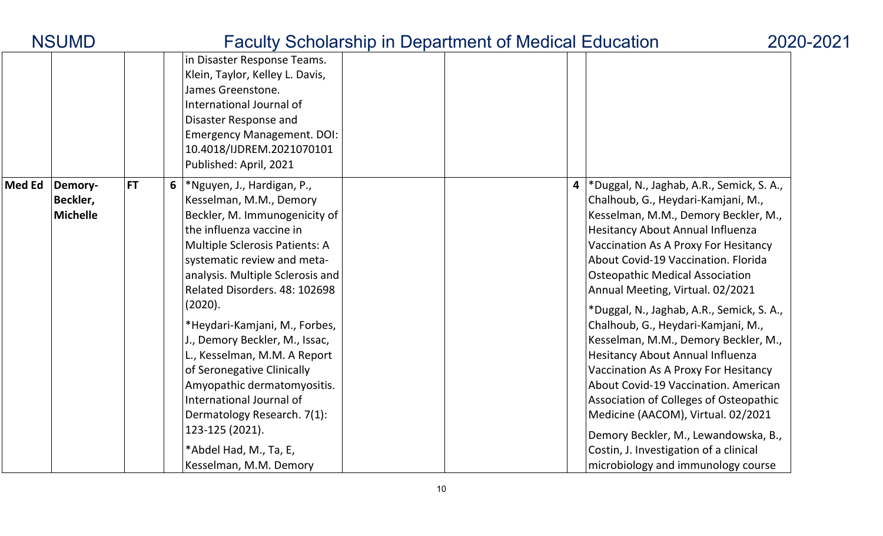| | | | | | | | | |
|---|---|---|---|---|---|---|---|---|
| | | | | in Disaster Response Teams. Klein, Taylor, Kelley L. Davis, James Greenstone. International Journal of Disaster Response and Emergency Management. DOI: 10.4018/IJDREM.2021070101 Published: April, 2021 | | | | |
| **Med Ed** | **Demory-Beckler, Michelle** | **FT** | **6** | *Nguyen, J., Hardigan, P., Kesselman, M.M., Demory Beckler, M. Immunogenicity of the influenza vaccine in Multiple Sclerosis Patients: A systematic review and meta-analysis. Multiple Sclerosis and Related Disorders. 48: 102698 (2020).<br><br>*Heydari-Kamjani, M., Forbes, J., Demory Beckler, M., Issac, L., Kesselman, M.M. A Report of Seronegative Clinically Amyopathic dermatomyositis. International Journal of Dermatology Research. 7(1): 123-125 (2021).<br><br>*Abdel Had, M., Ta, E, Kesselman, M.M. Demory | | | **4** | *Duggal, N., Jaghab, A.R., Semick, S. A., Chalhoub, G., Heydari-Kamjani, M., Kesselman, M.M., Demory Beckler, M., Hesitancy About Annual Influenza Vaccination As A Proxy For Hesitancy About Covid-19 Vaccination. Florida Osteopathic Medical Association Annual Meeting, Virtual. 02/2021<br><br>*Duggal, N., Jaghab, A.R., Semick, S. A., Chalhoub, G., Heydari-Kamjani, M., Kesselman, M.M., Demory Beckler, M., Hesitancy About Annual Influenza Vaccination As A Proxy For Hesitancy About Covid-19 Vaccination. American Association of Colleges of Osteopathic Medicine (AACOM), Virtual. 02/2021<br><br>Demory Beckler, M., Lewandowska, B., Costin, J. Investigation of a clinical microbiology and immunology course |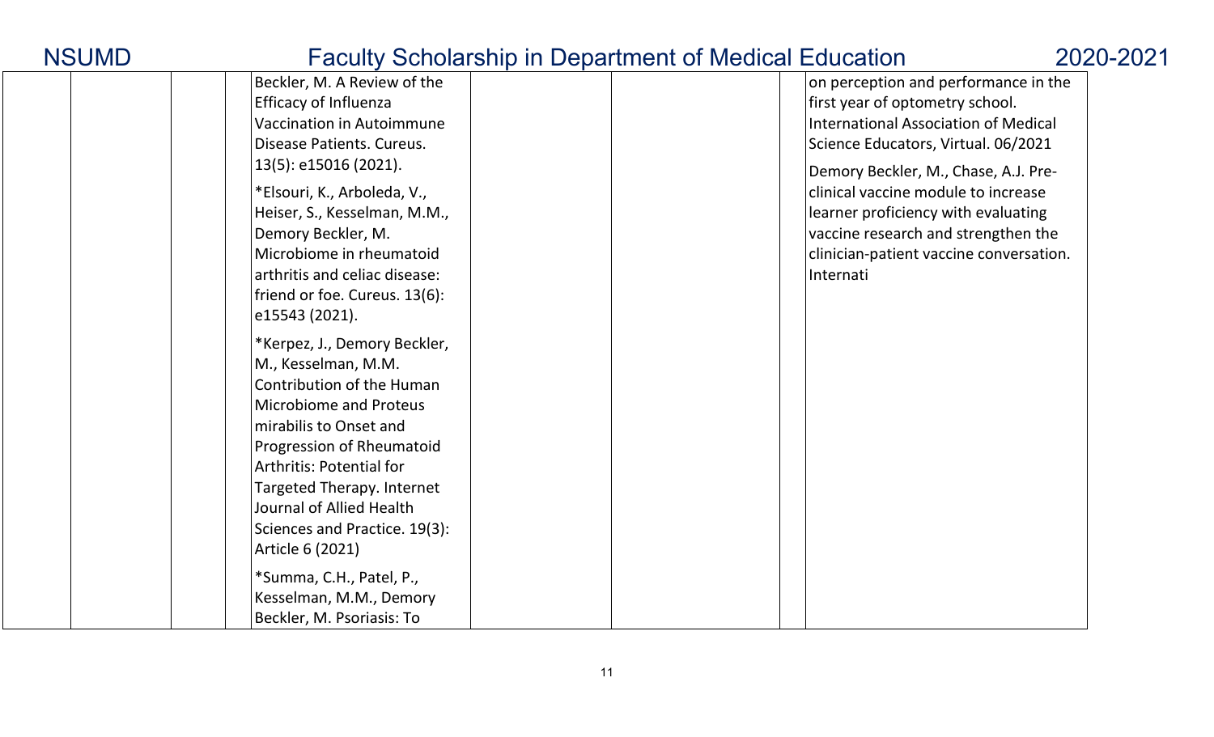| | | | | | | | |
|---|---|---|---|---|---|---|---|
| | | | Beckler, M. A Review of the Efficacy of Influenza Vaccination in Autoimmune Disease Patients. Cureus. 13(5): e15016 (2021).<br><br>*Elsouri, K., Arboleda, V., Heiser, S., Kesselman, M.M., Demory Beckler, M. Microbiome in rheumatoid arthritis and celiac disease: friend or foe. Cureus. 13(6): e15543 (2021).<br><br>*Kerpez, J., Demory Beckler, M., Kesselman, M.M. Contribution of the Human Microbiome and Proteus mirabilis to Onset and Progression of Rheumatoid Arthritis: Potential for Targeted Therapy. Internet Journal of Allied Health Sciences and Practice. 19(3): Article 6 (2021)<br><br>*Summa, C.H., Patel, P., Kesselman, M.M., Demory Beckler, M. Psoriasis: To | | | | on perception and performance in the first year of optometry school. International Association of Medical Science Educators, Virtual. 06/2021<br><br>Demory Beckler, M., Chase, A.J. Pre-clinical vaccine module to increase learner proficiency with evaluating vaccine research and strengthen the clinician-patient vaccine conversation. Internati |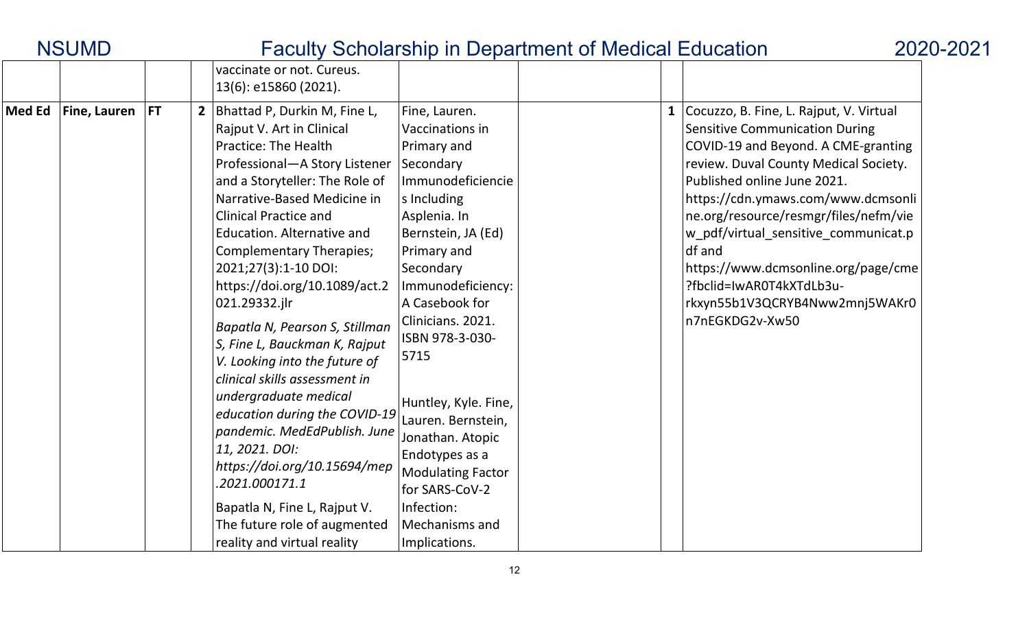| | | | | | | | | |
|---|---|---|---|---|---|---|---|---|
| | | | | vaccinate or not. Cureus. 13(6): e15860 (2021). | | | | |
| **Med Ed** | **Fine, Lauren** | **FT** | **2** | Bhattad P, Durkin M, Fine L, Rajput V. Art in Clinical Practice: The Health Professional—A Story Listener and a Storyteller: The Role of Narrative-Based Medicine in Clinical Practice and Education. Alternative and Complementary Therapies; 2021;27(3):1-10 DOI: https://doi.org/10.1089/act.2021.29332.jlr<br><br>*Bapatla N, Pearson S, Stillman S, Fine L, Bauckman K, Rajput V. Looking into the future of clinical skills assessment in undergraduate medical education during the COVID-19 pandemic. MedEdPublish. June 11, 2021. DOI: https://doi.org/10.15694/mep.2021.000171.1*<br><br>Bapatla N, Fine L, Rajput V. The future role of augmented reality and virtual reality | Fine, Lauren. Vaccinations in Primary and Secondary Immunodeficiencies Including Asplenia. In Bernstein, JA (Ed) Primary and Secondary Immunodeficiency: A Casebook for Clinicians. 2021. ISBN 978-3-030-5715<br><br>Huntley, Kyle. Fine, Lauren. Bernstein, Jonathan. Atopic Endotypes as a Modulating Factor for SARS-CoV-2 Infection: Mechanisms and Implications. | | **1** | Cocuzzo, B. Fine, L. Rajput, V. Virtual Sensitive Communication During COVID-19 and Beyond. A CME-granting review. Duval County Medical Society. Published online June 2021. https://cdn.ymaws.com/www.dcmsonline.org/resource/resmgr/files/nefm/view_pdf/virtual_sensitive_communicat.pdf and https://www.dcmsonline.org/page/cme?fbclid=IwAR0T4kXTdLb3u-rkxyn55b1V3QCRYB4Nww2mnj5WAKr0n7nEGKDG2v-Xw50 |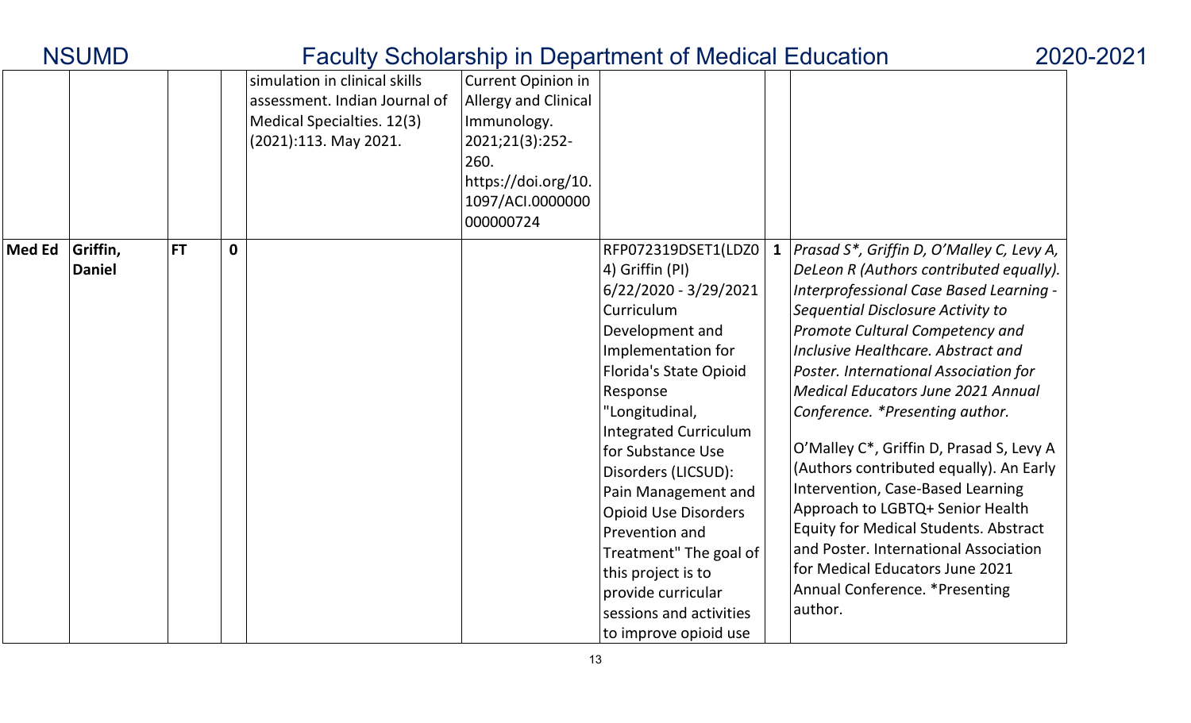| | | | | | | | | |
|---|---|---|---|---|---|---|---|---|
| | | | | simulation in clinical skills assessment. Indian Journal of Medical Specialties. 12(3) (2021):113. May 2021. | Current Opinion in Allergy and Clinical Immunology. 2021;21(3):252-260. https://doi.org/10.1097/ACI.0000000000000724 | | | |
| **Med Ed** | **Griffin, Daniel** | **FT** | **0** | | | RFP072319DSET1(LDZ04) Griffin (PI) 6/22/2020 - 3/29/2021 Curriculum Development and Implementation for Florida's State Opioid Response "Longitudinal, Integrated Curriculum for Substance Use Disorders (LICSUD): Pain Management and Opioid Use Disorders Prevention and Treatment" The goal of this project is to provide curricular sessions and activities to improve opioid use | **1** | *Prasad S\*, Griffin D, O'Malley C, Levy A, DeLeon R (Authors contributed equally). Interprofessional Case Based Learning - Sequential Disclosure Activity to Promote Cultural Competency and Inclusive Healthcare. Abstract and Poster. International Association for Medical Educators June 2021 Annual Conference. \*Presenting author.*<br><br>O'Malley C*, Griffin D, Prasad S, Levy A (Authors contributed equally). An Early Intervention, Case-Based Learning Approach to LGBTQ+ Senior Health Equity for Medical Students. Abstract and Poster. International Association for Medical Educators June 2021 Annual Conference. *Presenting author. |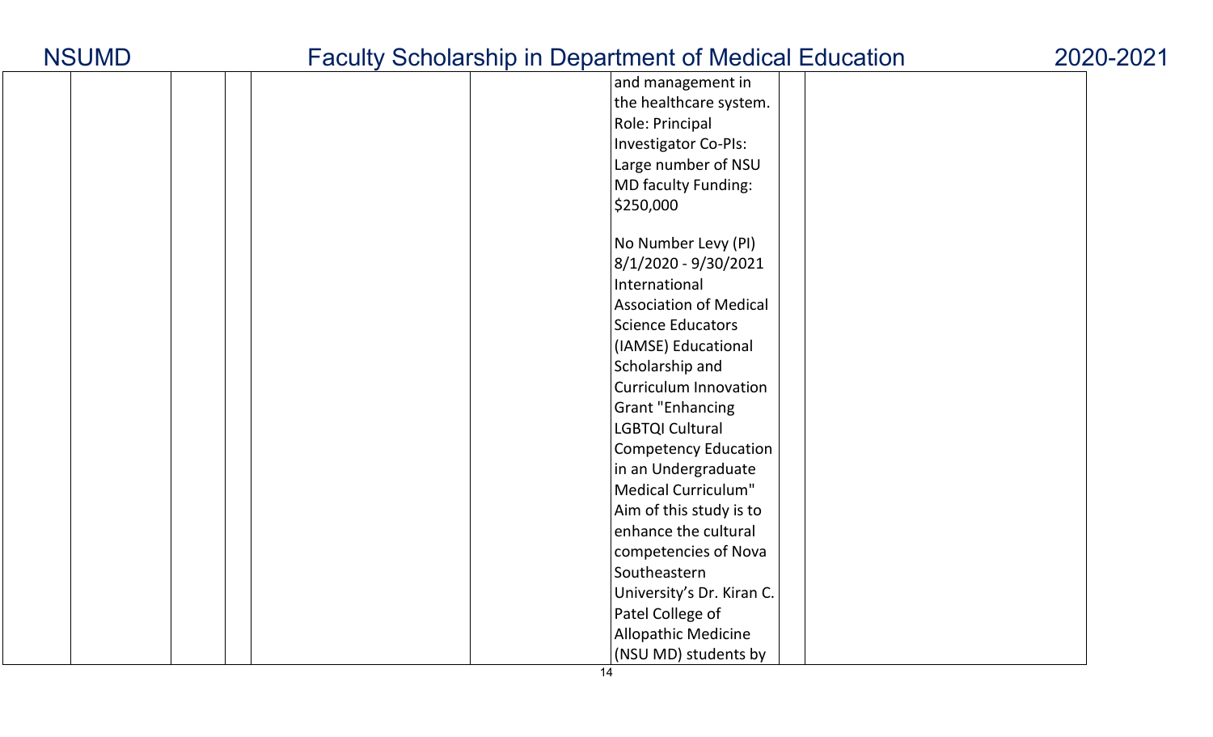| | | | | | | | |
|---|---|---|---|---|---|---|---|
| | | | | | and management in the healthcare system. Role: Principal Investigator Co-PIs: Large number of NSU MD faculty Funding: $250,000<br><br>No Number Levy (PI) 8/1/2020 - 9/30/2021 International Association of Medical Science Educators (IAMSE) Educational Scholarship and Curriculum Innovation Grant "Enhancing LGBTQI Cultural Competency Education in an Undergraduate Medical Curriculum" Aim of this study is to enhance the cultural competencies of Nova Southeastern University's Dr. Kiran C. Patel College of Allopathic Medicine (NSU MD) students by | | |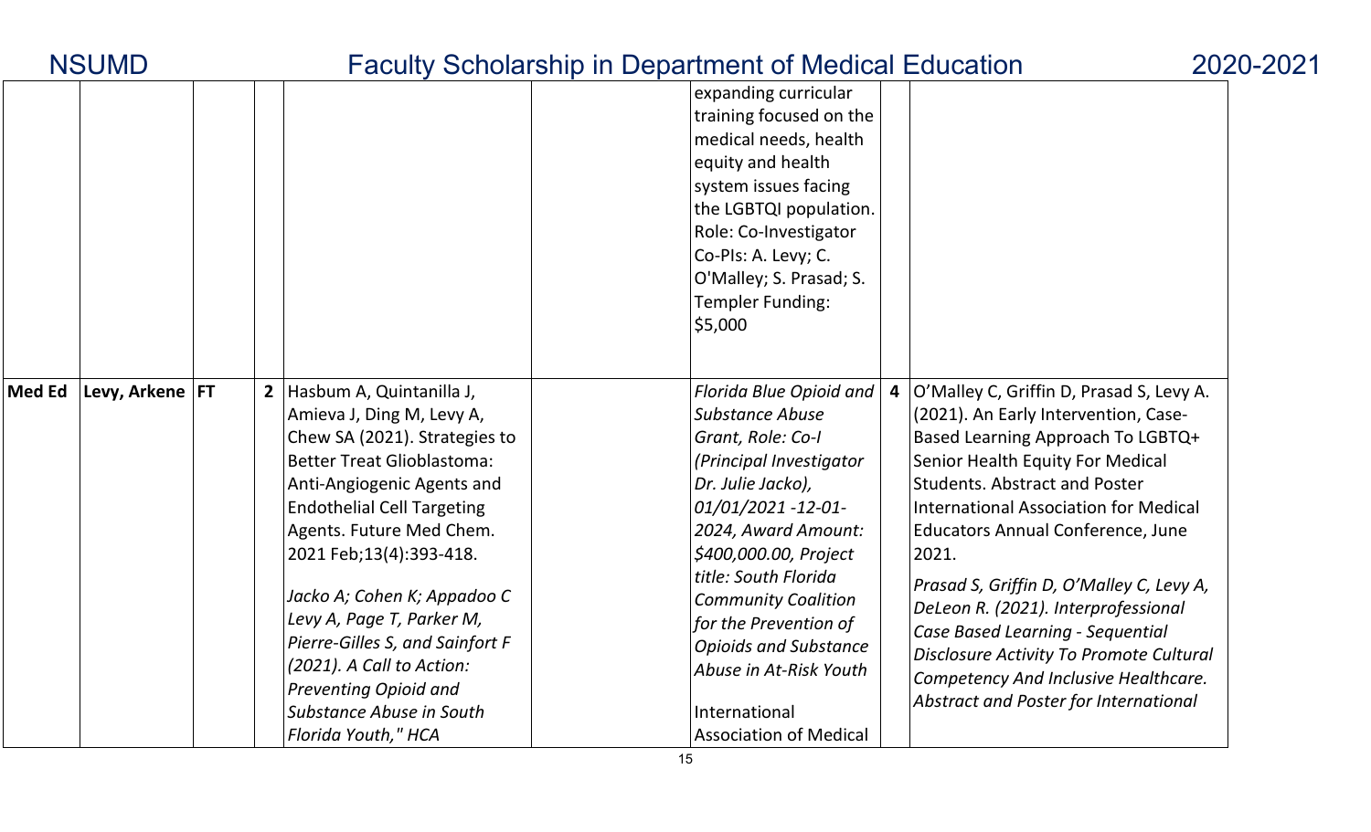| | | | | | | | | |
|---|---|---|---|---|---|---|---|---|
| | | | | | | expanding curricular training focused on the medical needs, health equity and health system issues facing the LGBTQI population. Role: Co-Investigator Co-PIs: A. Levy; C. O'Malley; S. Prasad; S. Templer Funding: $5,000 | | |
| **Med Ed** | **Levy, Arkene** | **FT** | **2** | Hasbum A, Quintanilla J, Amieva J, Ding M, Levy A, Chew SA (2021). Strategies to Better Treat Glioblastoma: Anti-Angiogenic Agents and Endothelial Cell Targeting Agents. Future Med Chem. 2021 Feb;13(4):393-418.<br><br>*Jacko A; Cohen K; Appadoo C Levy A, Page T, Parker M, Pierre-Gilles S, and Sainfort F (2021). A Call to Action: Preventing Opioid and Substance Abuse in South Florida Youth," HCA* | | *Florida Blue Opioid and Substance Abuse Grant, Role: Co-I (Principal Investigator Dr. Julie Jacko), 01/01/2021 -12-01-2024, Award Amount: $400,000.00, Project title: South Florida Community Coalition for the Prevention of Opioids and Substance Abuse in At-Risk Youth*<br><br>International Association of Medical | **4** | O'Malley C, Griffin D, Prasad S, Levy A. (2021). An Early Intervention, Case-Based Learning Approach To LGBTQ+ Senior Health Equity For Medical Students. Abstract and Poster International Association for Medical Educators Annual Conference, June 2021.<br><br>*Prasad S, Griffin D, O'Malley C, Levy A, DeLeon R. (2021). Interprofessional Case Based Learning - Sequential Disclosure Activity To Promote Cultural Competency And Inclusive Healthcare. Abstract and Poster for International* |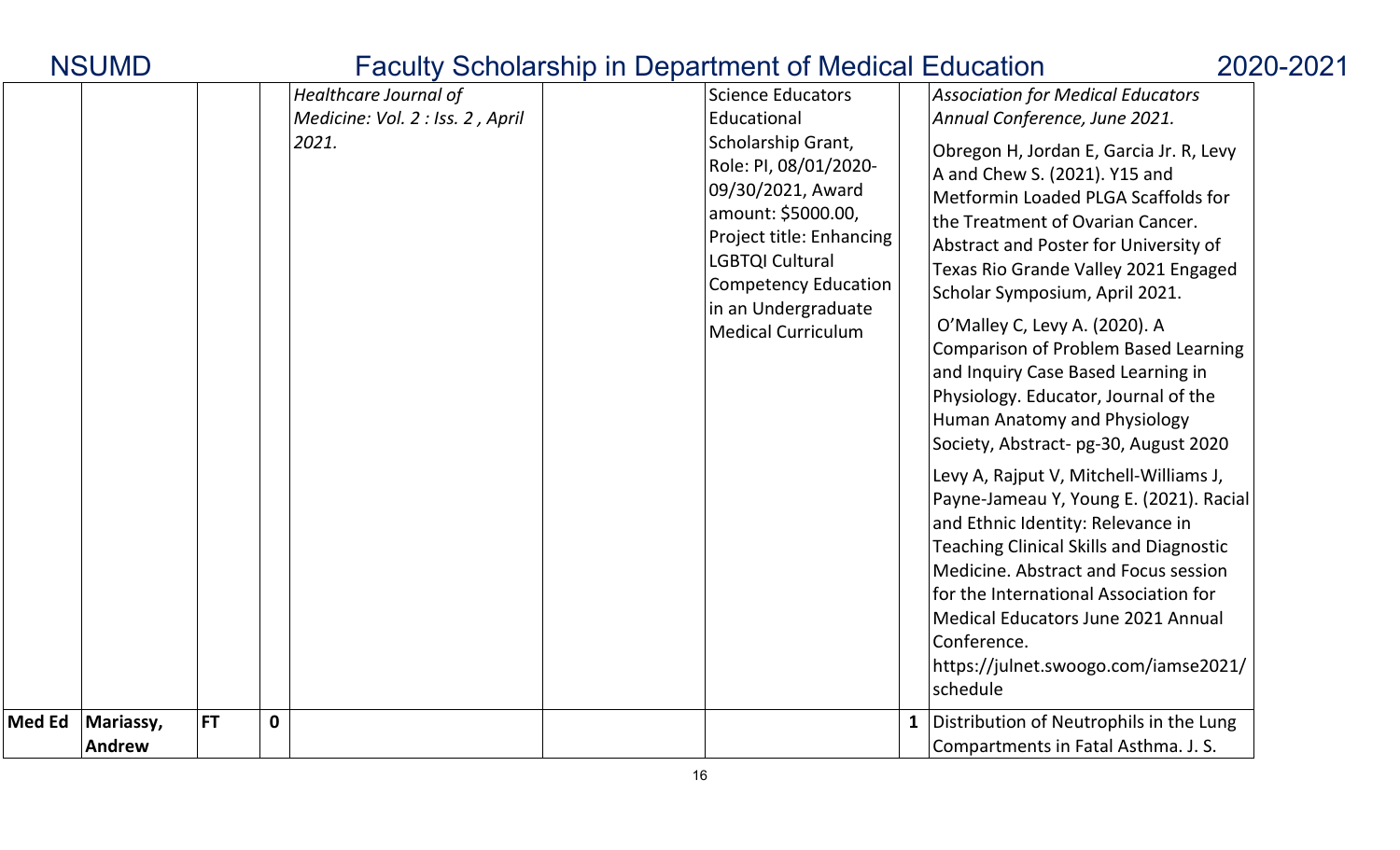| | | | | | | | | |
|---|---|---|---|---|---|---|---|---|
| | | | | *Healthcare Journal of Medicine: Vol. 2 : Iss. 2 , April 2021.* | | Science Educators Educational Scholarship Grant, Role: PI, 08/01/2020-09/30/2021, Award amount: $5000.00, Project title: Enhancing LGBTQI Cultural Competency Education in an Undergraduate Medical Curriculum | | *Association for Medical Educators Annual Conference, June 2021.*<br><br>Obregon H, Jordan E, Garcia Jr. R, Levy A and Chew S. (2021). Y15 and Metformin Loaded PLGA Scaffolds for the Treatment of Ovarian Cancer. Abstract and Poster for University of Texas Rio Grande Valley 2021 Engaged Scholar Symposium, April 2021.<br><br>O'Malley C, Levy A. (2020). A Comparison of Problem Based Learning and Inquiry Case Based Learning in Physiology. Educator, Journal of the Human Anatomy and Physiology Society, Abstract- pg-30, August 2020<br><br>Levy A, Rajput V, Mitchell-Williams J, Payne-Jameau Y, Young E. (2021). Racial and Ethnic Identity: Relevance in Teaching Clinical Skills and Diagnostic Medicine. Abstract and Focus session for the International Association for Medical Educators June 2021 Annual Conference. https://julnet.swoogo.com/iamse2021/schedule |
| **Med Ed** | **Mariassy, Andrew** | **FT** | **0** | | | | **1** | Distribution of Neutrophils in the Lung Compartments in Fatal Asthma. J. S. |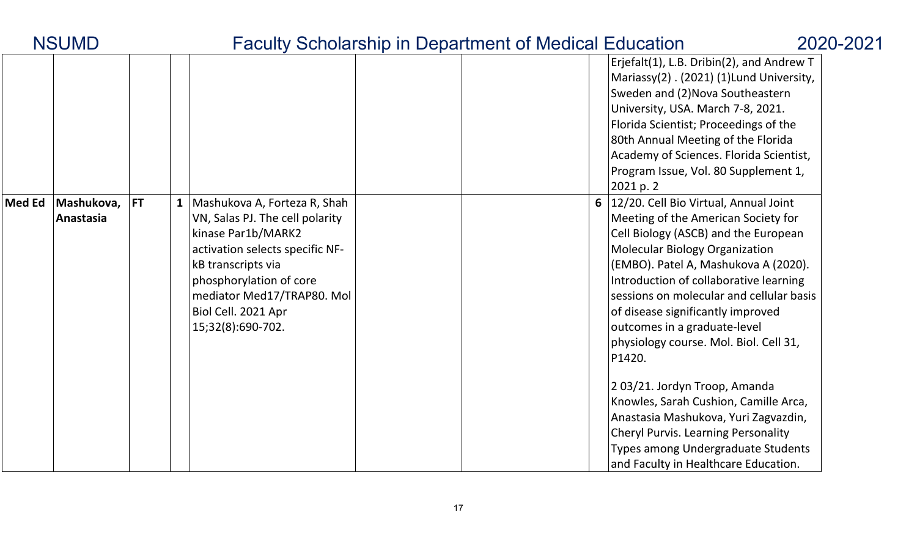| | | | | | | | | |
|---|---|---|---|---|---|---|---|---|
| | | | | | | | | Erjefalt(1), L.B. Dribin(2), and Andrew T Mariassy(2) . (2021) (1)Lund University, Sweden and (2)Nova Southeastern University, USA. March 7-8, 2021. Florida Scientist; Proceedings of the 80th Annual Meeting of the Florida Academy of Sciences. Florida Scientist, Program Issue, Vol. 80 Supplement 1, 2021 p. 2 |
| **Med Ed** | **Mashukova, Anastasia** | **FT** | **1** | Mashukova A, Forteza R, Shah VN, Salas PJ. The cell polarity kinase Par1b/MARK2 activation selects specific NF-kB transcripts via phosphorylation of core mediator Med17/TRAP80. Mol Biol Cell. 2021 Apr 15;32(8):690-702. | | | **6** | 12/20. Cell Bio Virtual, Annual Joint Meeting of the American Society for Cell Biology (ASCB) and the European Molecular Biology Organization (EMBO). Patel A, Mashukova A (2020). Introduction of collaborative learning sessions on molecular and cellular basis of disease significantly improved outcomes in a graduate-level physiology course. Mol. Biol. Cell 31, P1420.<br><br>2 03/21. Jordyn Troop, Amanda Knowles, Sarah Cushion, Camille Arca, Anastasia Mashukova, Yuri Zagvazdin, Cheryl Purvis. Learning Personality Types among Undergraduate Students and Faculty in Healthcare Education. |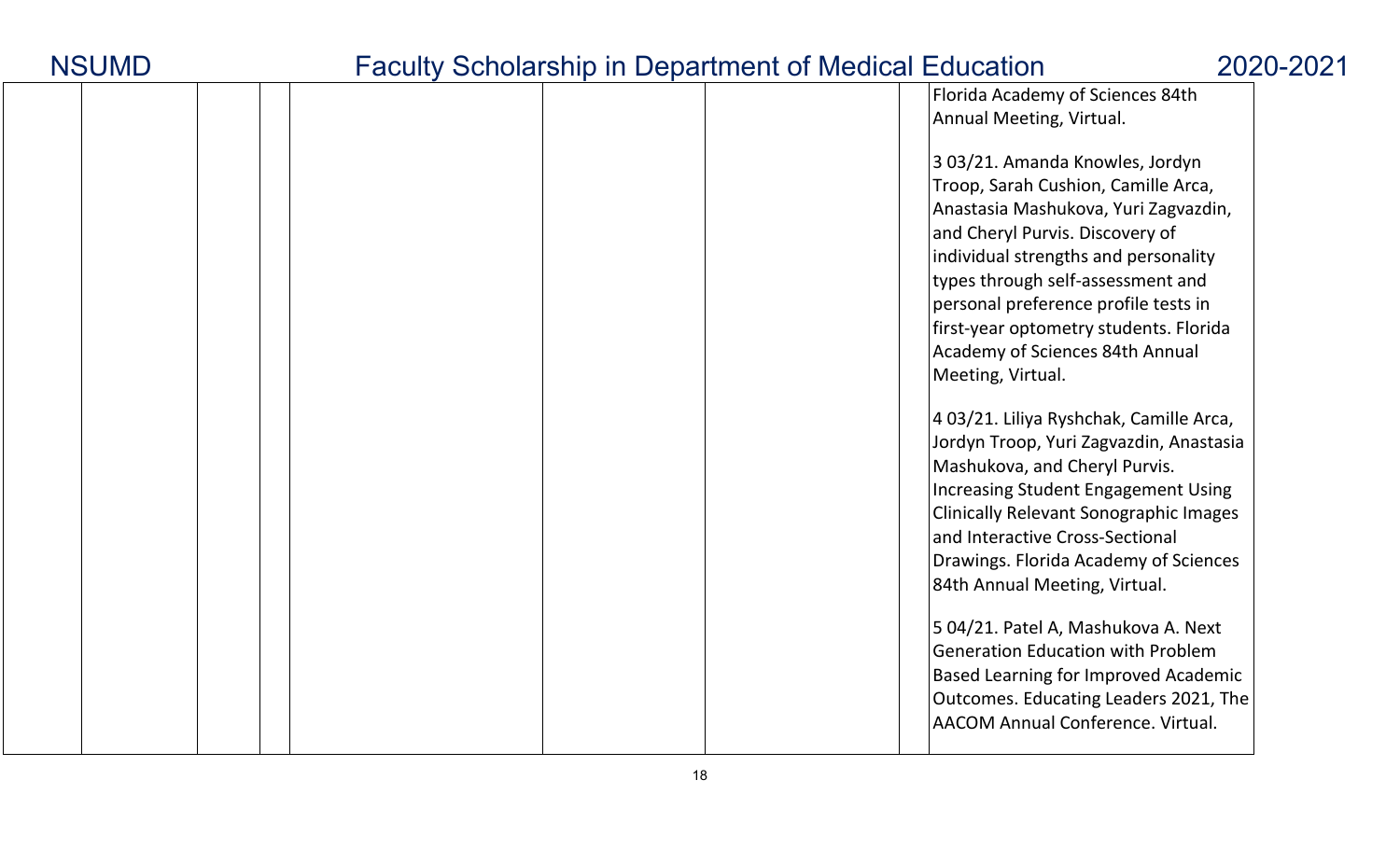| | | | | | | | |
|---|---|---|---|---|---|---|---|
| | | | | | | | Florida Academy of Sciences 84th Annual Meeting, Virtual.<br><br>3 03/21. Amanda Knowles, Jordyn Troop, Sarah Cushion, Camille Arca, Anastasia Mashukova, Yuri Zagvazdin, and Cheryl Purvis. Discovery of individual strengths and personality types through self-assessment and personal preference profile tests in first-year optometry students. Florida Academy of Sciences 84th Annual Meeting, Virtual.<br><br>4 03/21. Liliya Ryshchak, Camille Arca, Jordyn Troop, Yuri Zagvazdin, Anastasia Mashukova, and Cheryl Purvis. Increasing Student Engagement Using Clinically Relevant Sonographic Images and Interactive Cross-Sectional Drawings. Florida Academy of Sciences 84th Annual Meeting, Virtual.<br><br>5 04/21. Patel A, Mashukova A. Next Generation Education with Problem Based Learning for Improved Academic Outcomes. Educating Leaders 2021, The AACOM Annual Conference. Virtual. |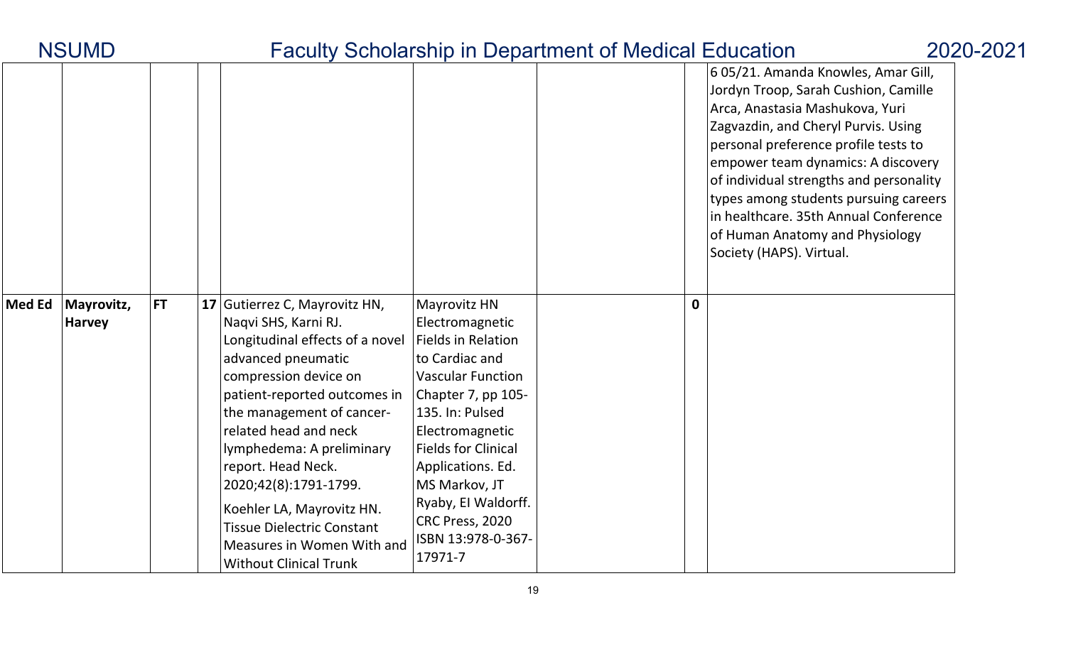| | | | | | | | | |
|---|---|---|---|---|---|---|---|---|
| | | | | | | | | 6 05/21. Amanda Knowles, Amar Gill, Jordyn Troop, Sarah Cushion, Camille Arca, Anastasia Mashukova, Yuri Zagvazdin, and Cheryl Purvis. Using personal preference profile tests to empower team dynamics: A discovery of individual strengths and personality types among students pursuing careers in healthcare. 35th Annual Conference of Human Anatomy and Physiology Society (HAPS). Virtual. |
| **Med Ed** | **Mayrovitz, Harvey** | **FT** | **17** | Gutierrez C, Mayrovitz HN, Naqvi SHS, Karni RJ. Longitudinal effects of a novel advanced pneumatic compression device on patient-reported outcomes in the management of cancer-related head and neck lymphedema: A preliminary report. Head Neck. 2020;42(8):1791-1799.<br><br>Koehler LA, Mayrovitz HN. Tissue Dielectric Constant Measures in Women With and Without Clinical Trunk | Mayrovitz HN Electromagnetic Fields in Relation to Cardiac and Vascular Function Chapter 7, pp 105-135. In: Pulsed Electromagnetic Fields for Clinical Applications. Ed. MS Markov, JT Ryaby, EI Waldorff. CRC Press, 2020 ISBN 13:978-0-367-17971-7 | | **0** | |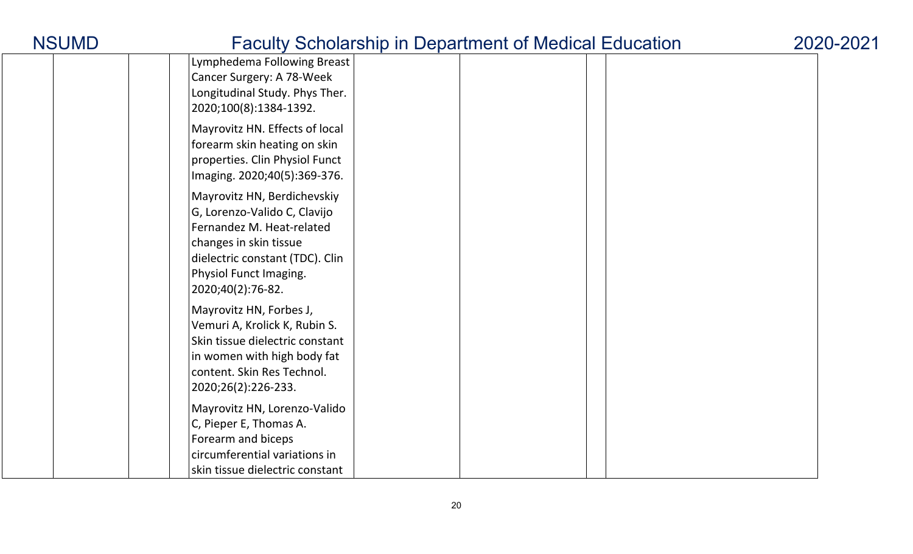|  |  |  | Lymphedema Following Breast Cancer Surgery: A 78-Week Longitudinal Study. Phys Ther. 2020;100(8):1384-1392.<br><br>Mayrovitz HN. Effects of local forearm skin heating on skin properties. Clin Physiol Funct Imaging. 2020;40(5):369-376.<br><br>Mayrovitz HN, Berdichevskiy G, Lorenzo-Valido C, Clavijo Fernandez M. Heat-related changes in skin tissue dielectric constant (TDC). Clin Physiol Funct Imaging. 2020;40(2):76-82.<br><br>Mayrovitz HN, Forbes J, Vemuri A, Krolick K, Rubin S. Skin tissue dielectric constant in women with high body fat content. Skin Res Technol. 2020;26(2):226-233.<br><br>Mayrovitz HN, Lorenzo-Valido C, Pieper E, Thomas A. Forearm and biceps circumferential variations in skin tissue dielectric constant |  |  |  |  |
|---|---|---|---|---|---|---|---|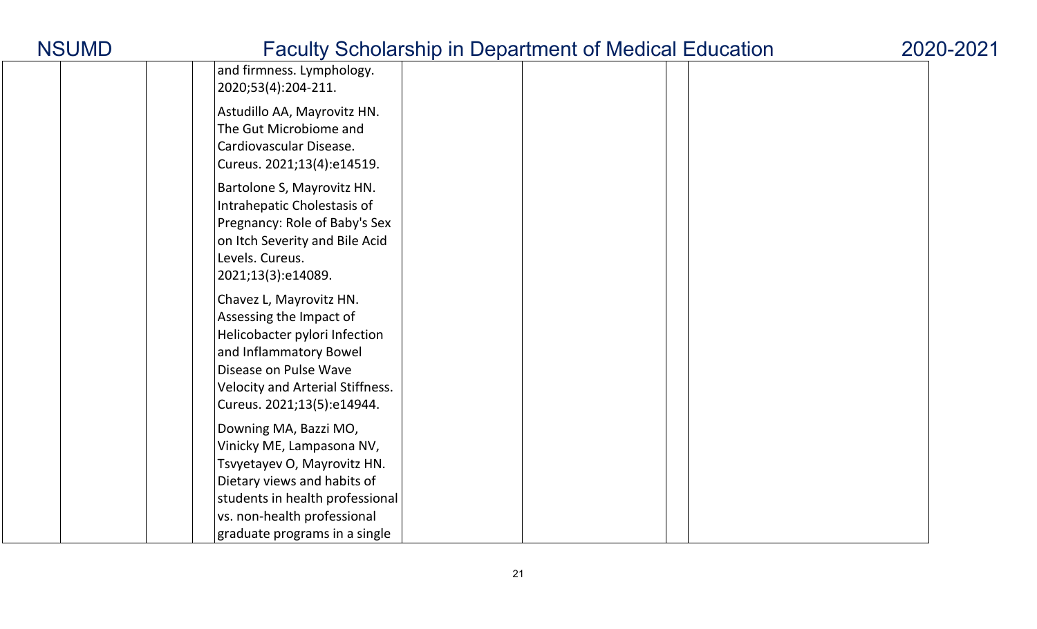| | | | | | | |
|---|---|---|---|---|---|---|
| | | and firmness. Lymphology. 2020;53(4):204-211.<br><br>Astudillo AA, Mayrovitz HN. The Gut Microbiome and Cardiovascular Disease. Cureus. 2021;13(4):e14519.<br><br>Bartolone S, Mayrovitz HN. Intrahepatic Cholestasis of Pregnancy: Role of Baby's Sex on Itch Severity and Bile Acid Levels. Cureus. 2021;13(3):e14089.<br><br>Chavez L, Mayrovitz HN. Assessing the Impact of Helicobacter pylori Infection and Inflammatory Bowel Disease on Pulse Wave Velocity and Arterial Stiffness. Cureus. 2021;13(5):e14944.<br><br>Downing MA, Bazzi MO, Vinicky ME, Lampasona NV, Tsvyetayev O, Mayrovitz HN. Dietary views and habits of students in health professional vs. non-health professional graduate programs in a single | | | | |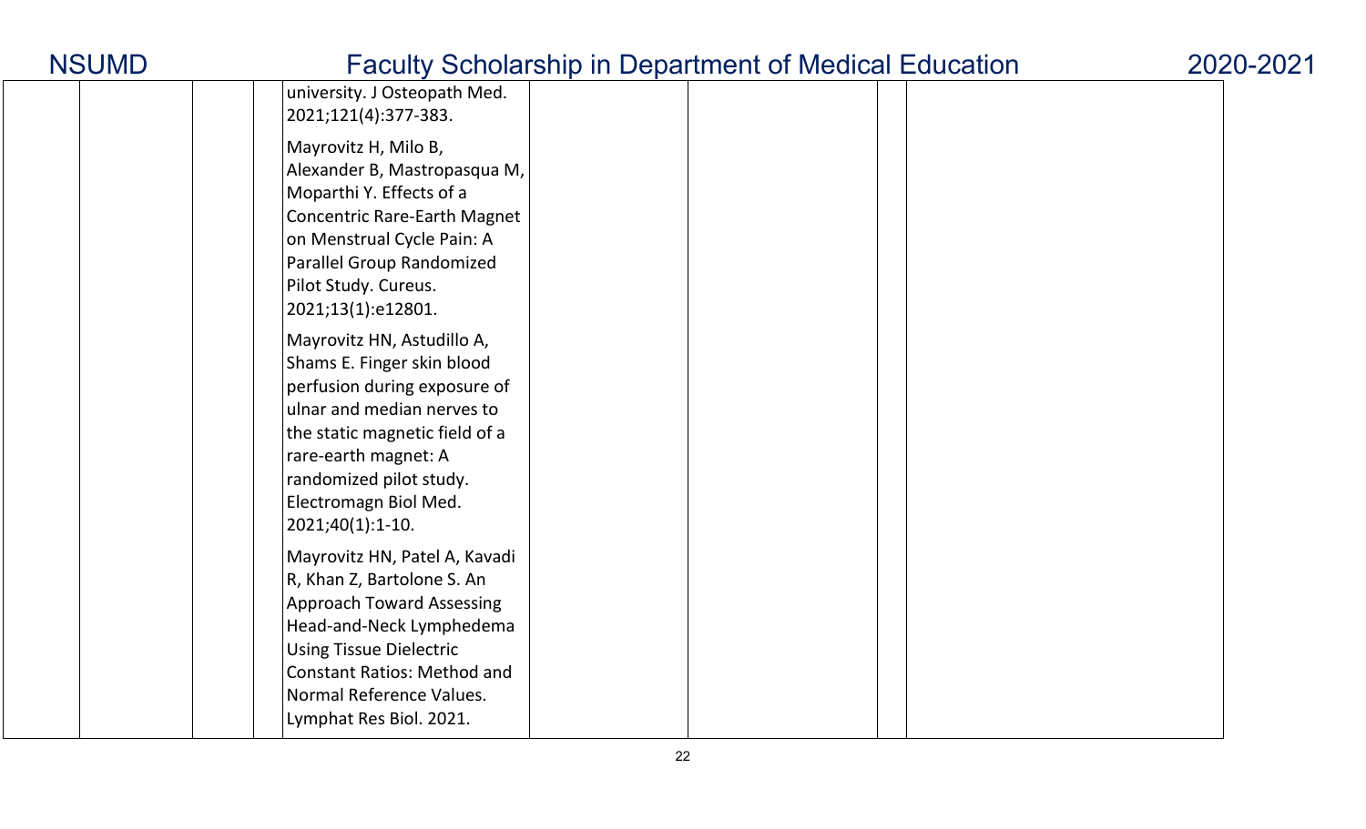| | | | | | | | |
|---|---|---|---|---|---|---|---|
| | | | university. J Osteopath Med. 2021;121(4):377-383.<br><br>Mayrovitz H, Milo B, Alexander B, Mastropasqua M, Moparthi Y. Effects of a Concentric Rare-Earth Magnet on Menstrual Cycle Pain: A Parallel Group Randomized Pilot Study. Cureus. 2021;13(1):e12801.<br><br>Mayrovitz HN, Astudillo A, Shams E. Finger skin blood perfusion during exposure of ulnar and median nerves to the static magnetic field of a rare-earth magnet: A randomized pilot study. Electromagn Biol Med. 2021;40(1):1-10.<br><br>Mayrovitz HN, Patel A, Kavadi R, Khan Z, Bartolone S. An Approach Toward Assessing Head-and-Neck Lymphedema Using Tissue Dielectric Constant Ratios: Method and Normal Reference Values. Lymphat Res Biol. 2021. | | | | |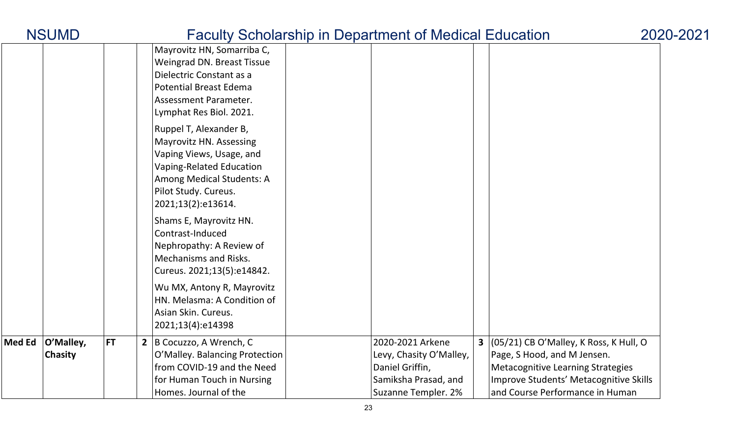| | | | | | | | | |
|---|---|---|---|---|---|---|---|---|
| | | | | Mayrovitz HN, Somarriba C, Weingrad DN. Breast Tissue Dielectric Constant as a Potential Breast Edema Assessment Parameter. Lymphat Res Biol. 2021.<br><br>Ruppel T, Alexander B, Mayrovitz HN. Assessing Vaping Views, Usage, and Vaping-Related Education Among Medical Students: A Pilot Study. Cureus. 2021;13(2):e13614.<br><br>Shams E, Mayrovitz HN. Contrast-Induced Nephropathy: A Review of Mechanisms and Risks. Cureus. 2021;13(5):e14842.<br><br>Wu MX, Antony R, Mayrovitz HN. Melasma: A Condition of Asian Skin. Cureus. 2021;13(4):e14398 | | | | |
| **Med Ed** | **O'Malley, Chasity** | **FT** | **2** | B Cocuzzo, A Wrench, C O'Malley. Balancing Protection from COVID-19 and the Need for Human Touch in Nursing Homes. Journal of the | | 2020-2021 Arkene Levy, Chasity O'Malley, Daniel Griffin, Samiksha Prasad, and Suzanne Templer. 2% | **3** | (05/21) CB O'Malley, K Ross, K Hull, O Page, S Hood, and M Jensen. Metacognitive Learning Strategies Improve Students' Metacognitive Skills and Course Performance in Human |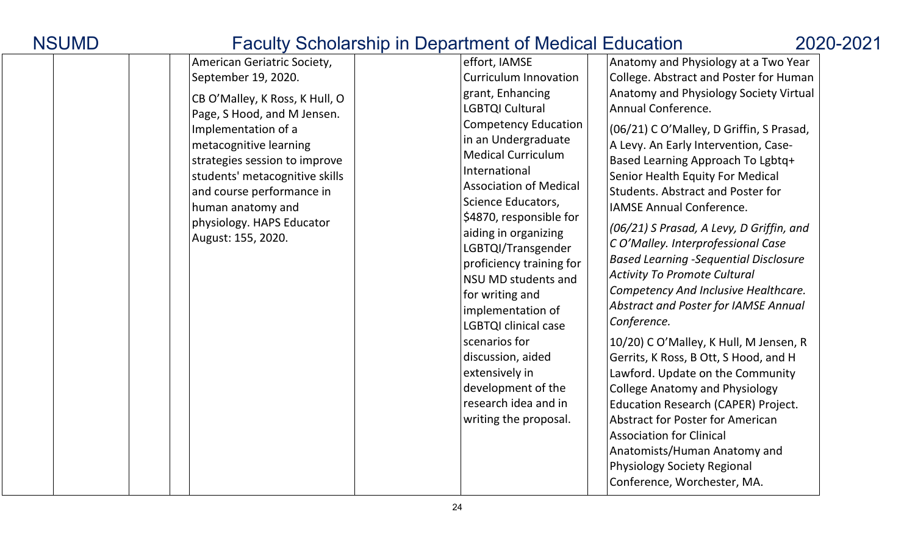| | | | | | | | |
|---|---|---|---|---|---|---|---|
| | | | American Geriatric Society, September 19, 2020.<br><br>CB O'Malley, K Ross, K Hull, O Page, S Hood, and M Jensen. Implementation of a metacognitive learning strategies session to improve students' metacognitive skills and course performance in human anatomy and physiology. HAPS Educator August: 155, 2020. | | effort, IAMSE Curriculum Innovation grant, Enhancing LGBTQI Cultural Competency Education in an Undergraduate Medical Curriculum International Association of Medical Science Educators, $4870, responsible for aiding in organizing LGBTQI/Transgender proficiency training for NSU MD students and for writing and implementation of LGBTQI clinical case scenarios for discussion, aided extensively in development of the research idea and in writing the proposal. | | Anatomy and Physiology at a Two Year College. Abstract and Poster for Human Anatomy and Physiology Society Virtual Annual Conference.<br><br>(06/21) C O'Malley, D Griffin, S Prasad, A Levy. An Early Intervention, Case-Based Learning Approach To Lgbtq+ Senior Health Equity For Medical Students. Abstract and Poster for IAMSE Annual Conference.<br><br>*(06/21) S Prasad, A Levy, D Griffin, and C O'Malley. Interprofessional Case Based Learning -Sequential Disclosure Activity To Promote Cultural Competency And Inclusive Healthcare. Abstract and Poster for IAMSE Annual Conference.*<br><br>10/20) C O'Malley, K Hull, M Jensen, R Gerrits, K Ross, B Ott, S Hood, and H Lawford. Update on the Community College Anatomy and Physiology Education Research (CAPER) Project. Abstract for Poster for American Association for Clinical Anatomists/Human Anatomy and Physiology Society Regional Conference, Worchester, MA. |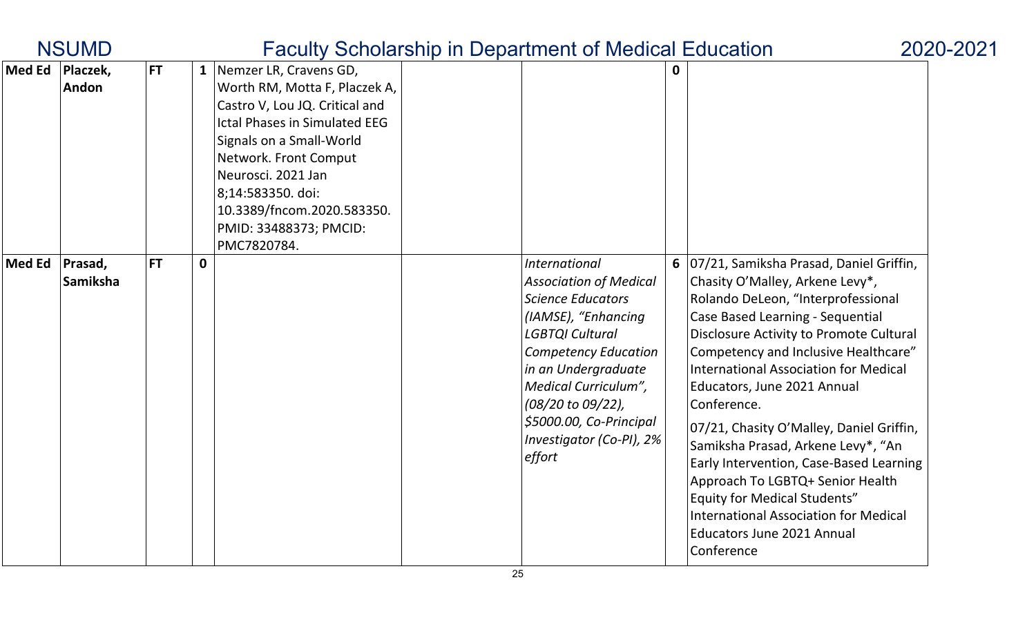# NSUMD Faculty Scholarship in Department of Medical Education 2020-2021

| | | | | | | | | |
|---|---|---|---|---|---|---|---|---|
| **Med Ed** | **Placzek, Andon** | **FT** | **1** | Nemzer LR, Cravens GD, Worth RM, Motta F, Placzek A, Castro V, Lou JQ. Critical and Ictal Phases in Simulated EEG Signals on a Small-World Network. Front Comput Neurosci. 2021 Jan 8;14:583350. doi: 10.3389/fncom.2020.583350. PMID: 33488373; PMCID: PMC7820784. | | | **0** | |
| **Med Ed** | **Prasad, Samiksha** | **FT** | **0** | | | *International Association of Medical Science Educators (IAMSE), "Enhancing LGBTQI Cultural Competency Education in an Undergraduate Medical Curriculum", (08/20 to 09/22), $5000.00, Co-Principal Investigator (Co-PI), 2% effort* | **6** | 07/21, Samiksha Prasad, Daniel Griffin, Chasity O'Malley, Arkene Levy*, Rolando DeLeon, "Interprofessional Case Based Learning - Sequential Disclosure Activity to Promote Cultural Competency and Inclusive Healthcare" International Association for Medical Educators, June 2021 Annual Conference.<br><br>07/21, Chasity O'Malley, Daniel Griffin, Samiksha Prasad, Arkene Levy*, "An Early Intervention, Case-Based Learning Approach To LGBTQ+ Senior Health Equity for Medical Students" International Association for Medical Educators June 2021 Annual Conference |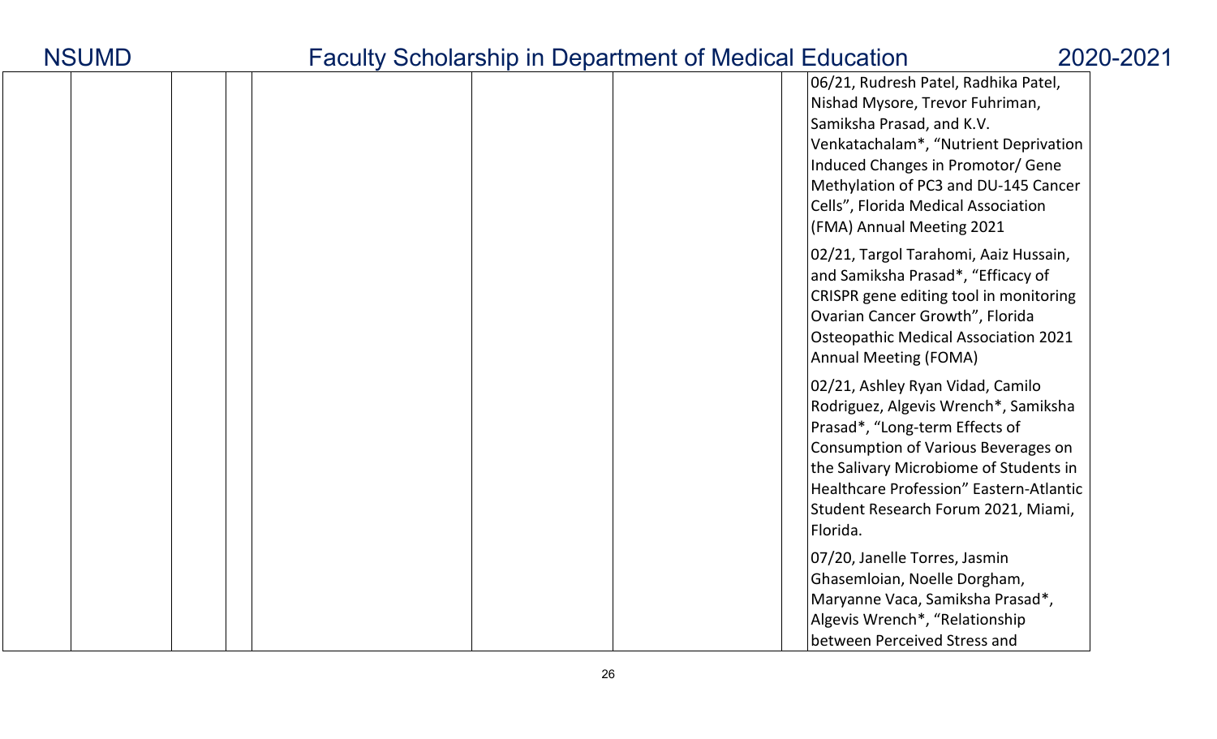| | | | | | | | |
|---|---|---|---|---|---|---|---|
| | | | | | | | 06/21, Rudresh Patel, Radhika Patel, Nishad Mysore, Trevor Fuhriman, Samiksha Prasad, and K.V. Venkatachalam*, "Nutrient Deprivation Induced Changes in Promotor/ Gene Methylation of PC3 and DU-145 Cancer Cells", Florida Medical Association (FMA) Annual Meeting 2021<br><br>02/21, Targol Tarahomi, Aaiz Hussain, and Samiksha Prasad*, "Efficacy of CRISPR gene editing tool in monitoring Ovarian Cancer Growth", Florida Osteopathic Medical Association 2021 Annual Meeting (FOMA)<br><br>02/21, Ashley Ryan Vidad, Camilo Rodriguez, Algevis Wrench*, Samiksha Prasad*, "Long-term Effects of Consumption of Various Beverages on the Salivary Microbiome of Students in Healthcare Profession" Eastern-Atlantic Student Research Forum 2021, Miami, Florida.<br><br>07/20, Janelle Torres, Jasmin Ghasemloian, Noelle Dorgham, Maryanne Vaca, Samiksha Prasad*, Algevis Wrench*, "Relationship between Perceived Stress and |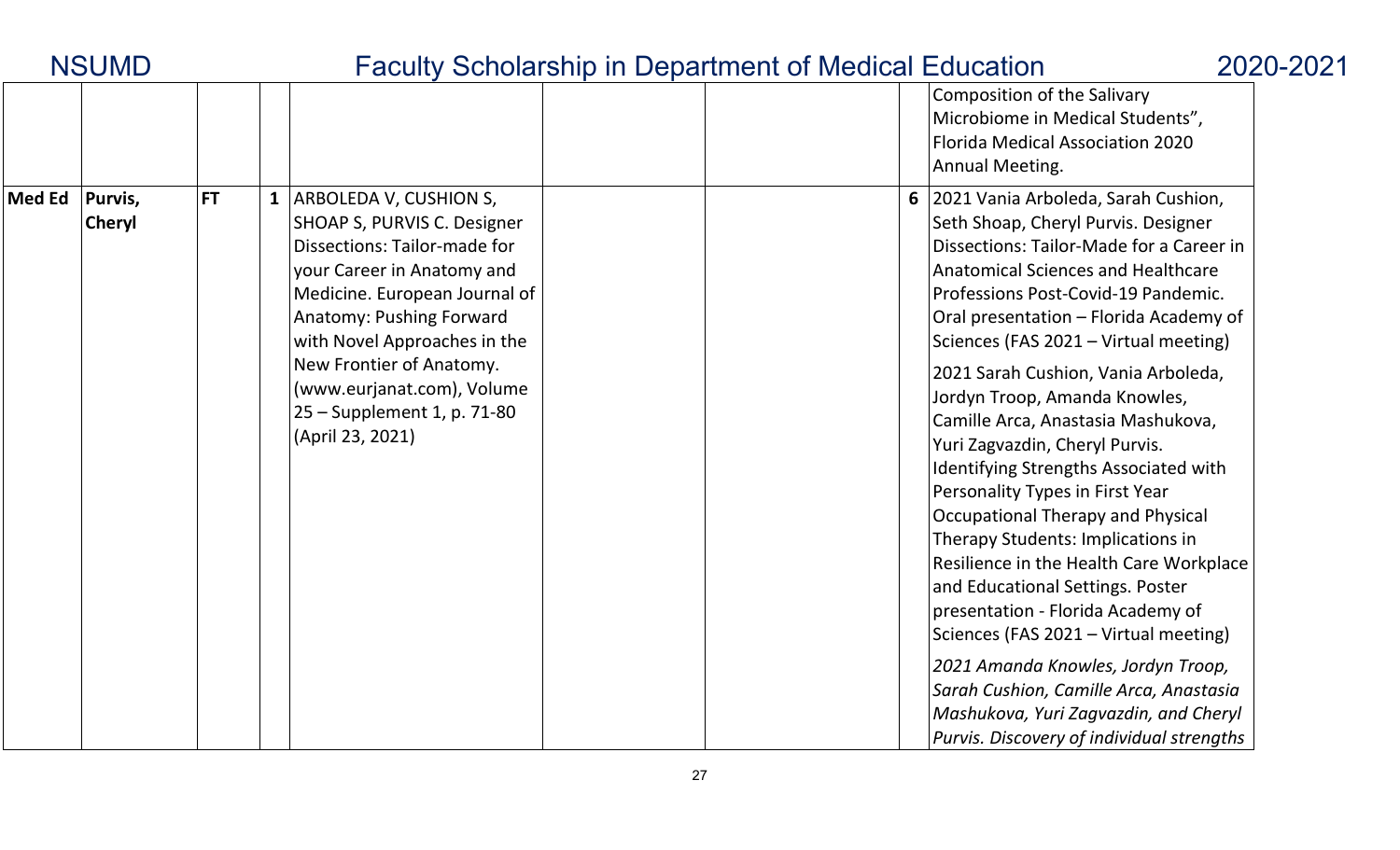| | | | | | | | | |
|---|---|---|---|---|---|---|---|---|
| | | | | | | | | Composition of the Salivary Microbiome in Medical Students", Florida Medical Association 2020 Annual Meeting. |
| **Med Ed** | **Purvis, Cheryl** | **FT** | **1** | ARBOLEDA V, CUSHION S, SHOAP S, PURVIS C. Designer Dissections: Tailor-made for your Career in Anatomy and Medicine. European Journal of Anatomy: Pushing Forward with Novel Approaches in the New Frontier of Anatomy. (www.eurjanat.com), Volume 25 – Supplement 1, p. 71-80 (April 23, 2021) | | | **6** | 2021 Vania Arboleda, Sarah Cushion, Seth Shoap, Cheryl Purvis. Designer Dissections: Tailor-Made for a Career in Anatomical Sciences and Healthcare Professions Post-Covid-19 Pandemic. Oral presentation – Florida Academy of Sciences (FAS 2021 – Virtual meeting)<br><br>2021 Sarah Cushion, Vania Arboleda, Jordyn Troop, Amanda Knowles, Camille Arca, Anastasia Mashukova, Yuri Zagvazdin, Cheryl Purvis. Identifying Strengths Associated with Personality Types in First Year Occupational Therapy and Physical Therapy Students: Implications in Resilience in the Health Care Workplace and Educational Settings. Poster presentation - Florida Academy of Sciences (FAS 2021 – Virtual meeting)<br><br>*2021 Amanda Knowles, Jordyn Troop, Sarah Cushion, Camille Arca, Anastasia Mashukova, Yuri Zagvazdin, and Cheryl Purvis. Discovery of individual strengths* |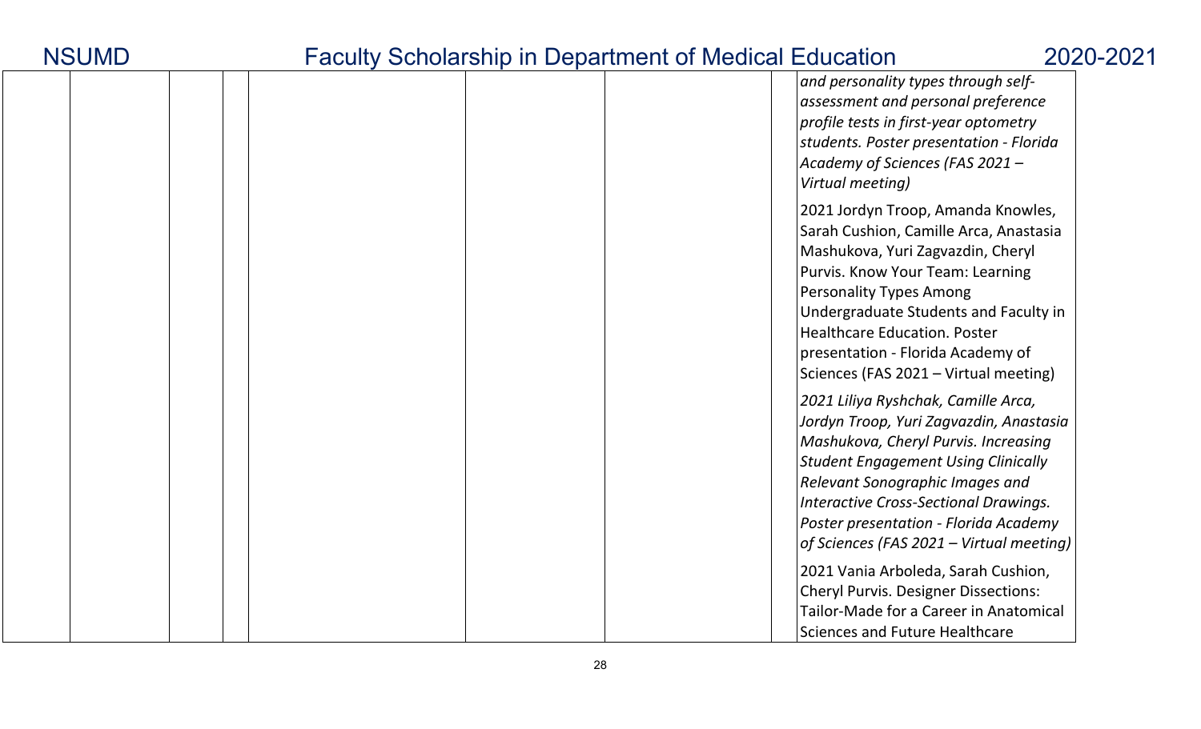| | | | | | | | |
|---|---|---|---|---|---|---|---|
| | | | | | | | *and personality types through self-assessment and personal preference profile tests in first-year optometry students. Poster presentation - Florida Academy of Sciences (FAS 2021 – Virtual meeting)*<br><br>2021 Jordyn Troop, Amanda Knowles, Sarah Cushion, Camille Arca, Anastasia Mashukova, Yuri Zagvazdin, Cheryl Purvis. Know Your Team: Learning Personality Types Among Undergraduate Students and Faculty in Healthcare Education. Poster presentation - Florida Academy of Sciences (FAS 2021 – Virtual meeting)<br><br>*2021 Liliya Ryshchak, Camille Arca, Jordyn Troop, Yuri Zagvazdin, Anastasia Mashukova, Cheryl Purvis. Increasing Student Engagement Using Clinically Relevant Sonographic Images and Interactive Cross-Sectional Drawings. Poster presentation - Florida Academy of Sciences (FAS 2021 – Virtual meeting)*<br><br>2021 Vania Arboleda, Sarah Cushion, Cheryl Purvis. Designer Dissections: Tailor-Made for a Career in Anatomical Sciences and Future Healthcare |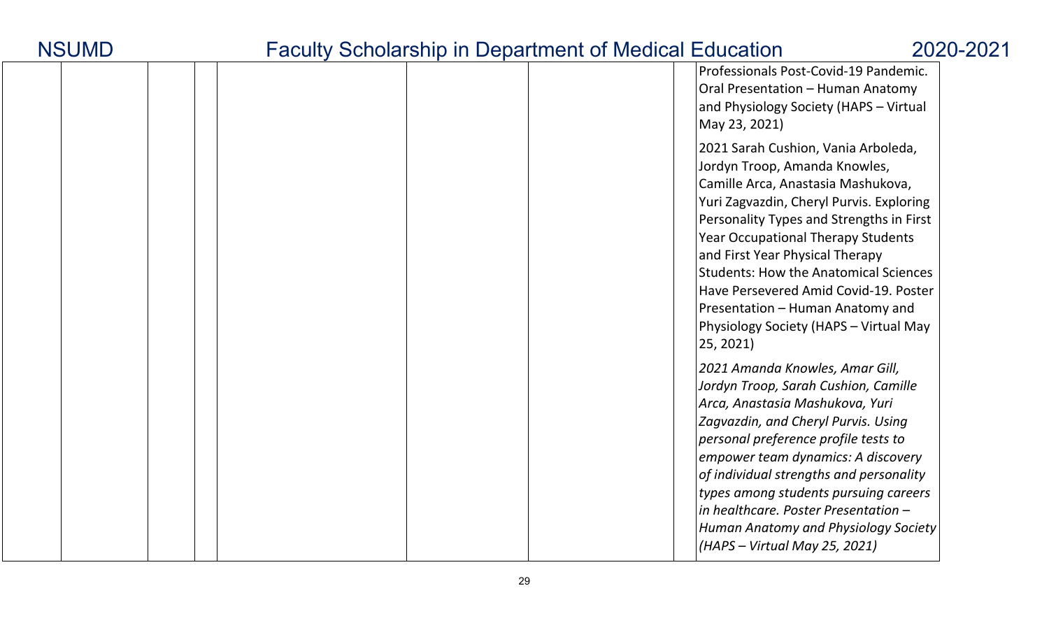| | | | | | | |
|---|---|---|---|---|---|---|
| | | | | | | Professionals Post-Covid-19 Pandemic. Oral Presentation – Human Anatomy and Physiology Society (HAPS – Virtual May 23, 2021)<br><br>2021 Sarah Cushion, Vania Arboleda, Jordyn Troop, Amanda Knowles, Camille Arca, Anastasia Mashukova, Yuri Zagvazdin, Cheryl Purvis. Exploring Personality Types and Strengths in First Year Occupational Therapy Students and First Year Physical Therapy Students: How the Anatomical Sciences Have Persevered Amid Covid-19. Poster Presentation – Human Anatomy and Physiology Society (HAPS – Virtual May 25, 2021)<br><br>*2021 Amanda Knowles, Amar Gill, Jordyn Troop, Sarah Cushion, Camille Arca, Anastasia Mashukova, Yuri Zagvazdin, and Cheryl Purvis. Using personal preference profile tests to empower team dynamics: A discovery of individual strengths and personality types among students pursuing careers in healthcare. Poster Presentation – Human Anatomy and Physiology Society (HAPS – Virtual May 25, 2021)* |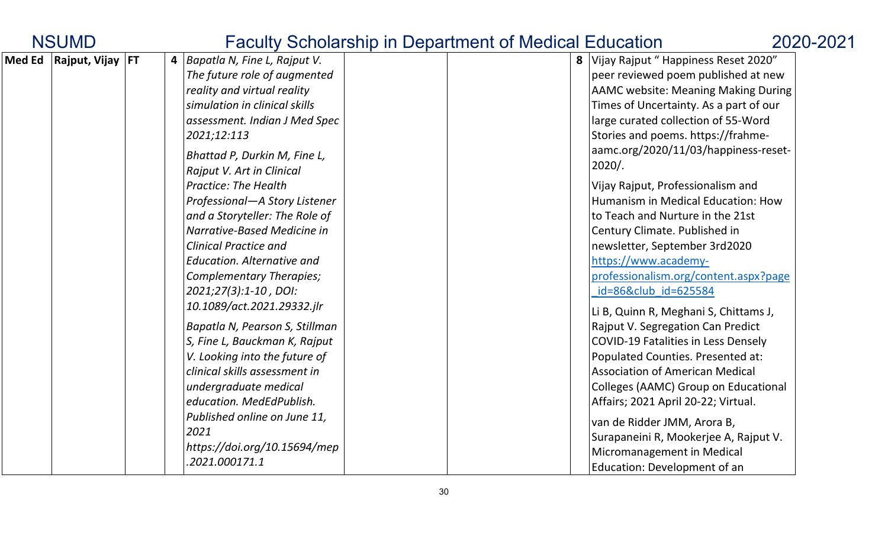| Med Ed | Rajput, Vijay | FT | 4 | *Bapatla N, Fine L, Rajput V. The future role of augmented reality and virtual reality simulation in clinical skills assessment. Indian J Med Spec 2021;12:113*<br><br>*Bhattad P, Durkin M, Fine L, Rajput V. Art in Clinical Practice: The Health Professional—A Story Listener and a Storyteller: The Role of Narrative-Based Medicine in Clinical Practice and Education. Alternative and Complementary Therapies; 2021;27(3):1-10 , DOI: 10.1089/act.2021.29332.jlr*<br><br>*Bapatla N, Pearson S, Stillman S, Fine L, Bauckman K, Rajput V. Looking into the future of clinical skills assessment in undergraduate medical education. MedEdPublish. Published online on June 11, 2021 https://doi.org/10.15694/mep.2021.000171.1* | | | 8 | Vijay Rajput " Happiness Reset 2020" peer reviewed poem published at new AAMC website: Meaning Making During Times of Uncertainty. As a part of our large curated collection of 55-Word Stories and poems. https://frahme-aamc.org/2020/11/03/happiness-reset-2020/.<br><br>Vijay Rajput, Professionalism and Humanism in Medical Education: How to Teach and Nurture in the 21st Century Climate. Published in newsletter, September 3rd2020 https://www.academy-professionalism.org/content.aspx?page_id=86&club_id=625584<br><br>Li B, Quinn R, Meghani S, Chittams J, Rajput V. Segregation Can Predict COVID-19 Fatalities in Less Densely Populated Counties. Presented at: Association of American Medical Colleges (AAMC) Group on Educational Affairs; 2021 April 20-22; Virtual.<br><br>van de Ridder JMM, Arora B, Surapaneini R, Mookerjee A, Rajput V. Micromanagement in Medical Education: Development of an |
|---|---|---|---|---|---|---|---|---|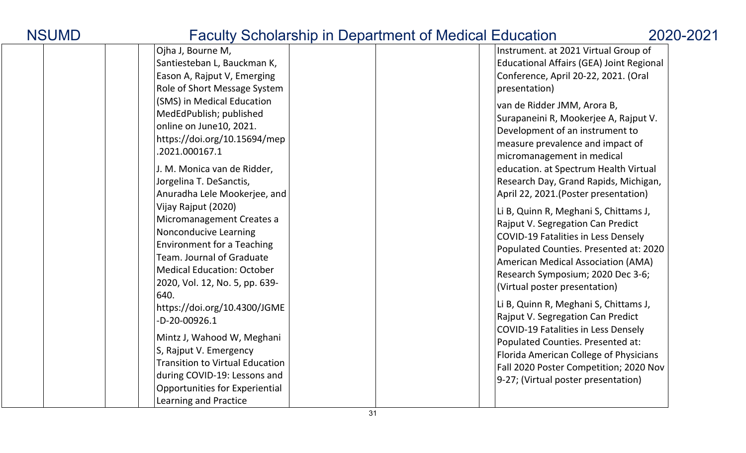| | | | | | | | |
|---|---|---|---|---|---|---|---|
| | | | Ojha J, Bourne M, Santiesteban L, Bauckman K, Eason A, Rajput V, Emerging Role of Short Message System (SMS) in Medical Education MedEdPublish; published online on June10, 2021. https://doi.org/10.15694/mep.2021.000167.1<br><br>J. M. Monica van de Ridder, Jorgelina T. DeSanctis, Anuradha Lele Mookerjee, and Vijay Rajput (2020) Micromanagement Creates a Nonconducive Learning Environment for a Teaching Team. Journal of Graduate Medical Education: October 2020, Vol. 12, No. 5, pp. 639-640. https://doi.org/10.4300/JGME-D-20-00926.1<br><br>Mintz J, Wahood W, Meghani S, Rajput V. Emergency Transition to Virtual Education during COVID-19: Lessons and Opportunities for Experiential Learning and Practice | | | | Instrument. at 2021 Virtual Group of Educational Affairs (GEA) Joint Regional Conference, April 20-22, 2021. (Oral presentation)<br><br>van de Ridder JMM, Arora B, Surapaneini R, Mookerjee A, Rajput V. Development of an instrument to measure prevalence and impact of micromanagement in medical education. at Spectrum Health Virtual Research Day, Grand Rapids, Michigan, April 22, 2021.(Poster presentation)<br><br>Li B, Quinn R, Meghani S, Chittams J, Rajput V. Segregation Can Predict COVID-19 Fatalities in Less Densely Populated Counties. Presented at: 2020 American Medical Association (AMA) Research Symposium; 2020 Dec 3-6; (Virtual poster presentation)<br><br>Li B, Quinn R, Meghani S, Chittams J, Rajput V. Segregation Can Predict COVID-19 Fatalities in Less Densely Populated Counties. Presented at: Florida American College of Physicians Fall 2020 Poster Competition; 2020 Nov 9-27; (Virtual poster presentation) |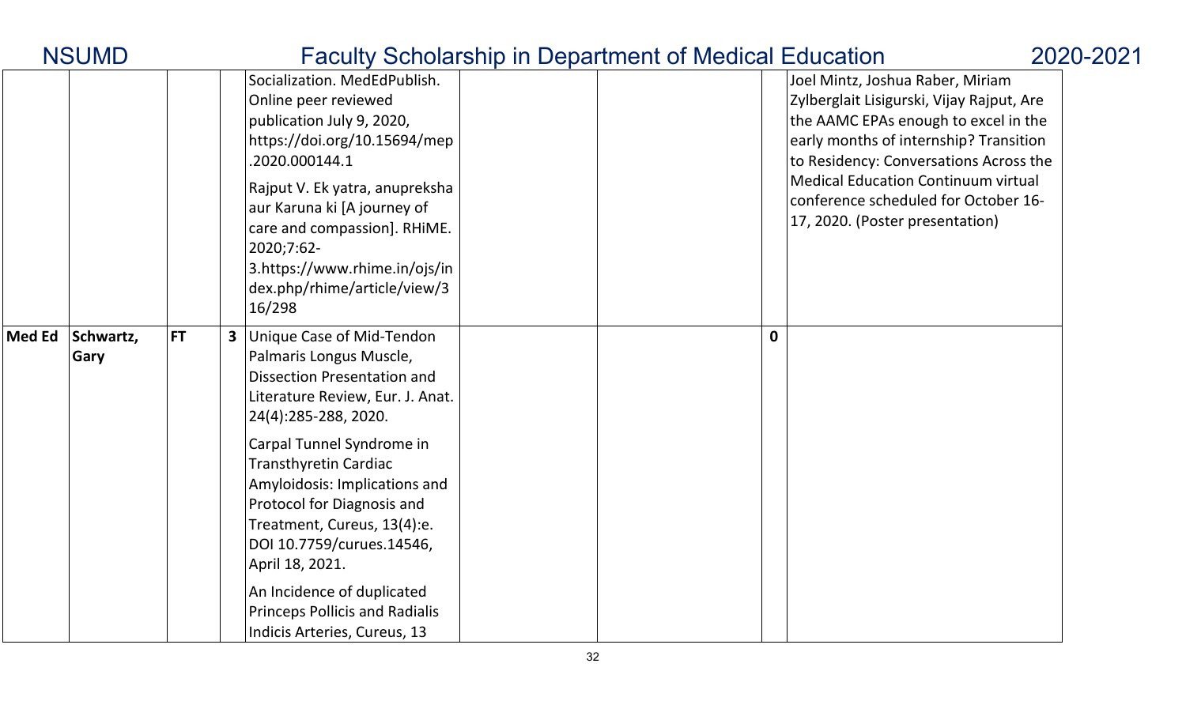| | | | | | | | | |
|---|---|---|---|---|---|---|---|---|
| | | | | Socialization. MedEdPublish. Online peer reviewed publication July 9, 2020, https://doi.org/10.15694/mep.2020.000144.1<br><br>Rajput V. Ek yatra, anupreksha aur Karuna ki [A journey of care and compassion]. RHiME. 2020;7:62-3.https://www.rhime.in/ojs/index.php/rhime/article/view/316/298 | | | | Joel Mintz, Joshua Raber, Miriam Zylberglait Lisigurski, Vijay Rajput, Are the AAMC EPAs enough to excel in the early months of internship? Transition to Residency: Conversations Across the Medical Education Continuum virtual conference scheduled for October 16-17, 2020. (Poster presentation) |
| **Med Ed** | **Schwartz, Gary** | **FT** | **3** | Unique Case of Mid-Tendon Palmaris Longus Muscle, Dissection Presentation and Literature Review, Eur. J. Anat. 24(4):285-288, 2020.<br><br>Carpal Tunnel Syndrome in Transthyretin Cardiac Amyloidosis: Implications and Protocol for Diagnosis and Treatment, Cureus, 13(4):e. DOI 10.7759/curues.14546, April 18, 2021.<br><br>An Incidence of duplicated Princeps Pollicis and Radialis Indicis Arteries, Cureus, 13 | | | **0** | |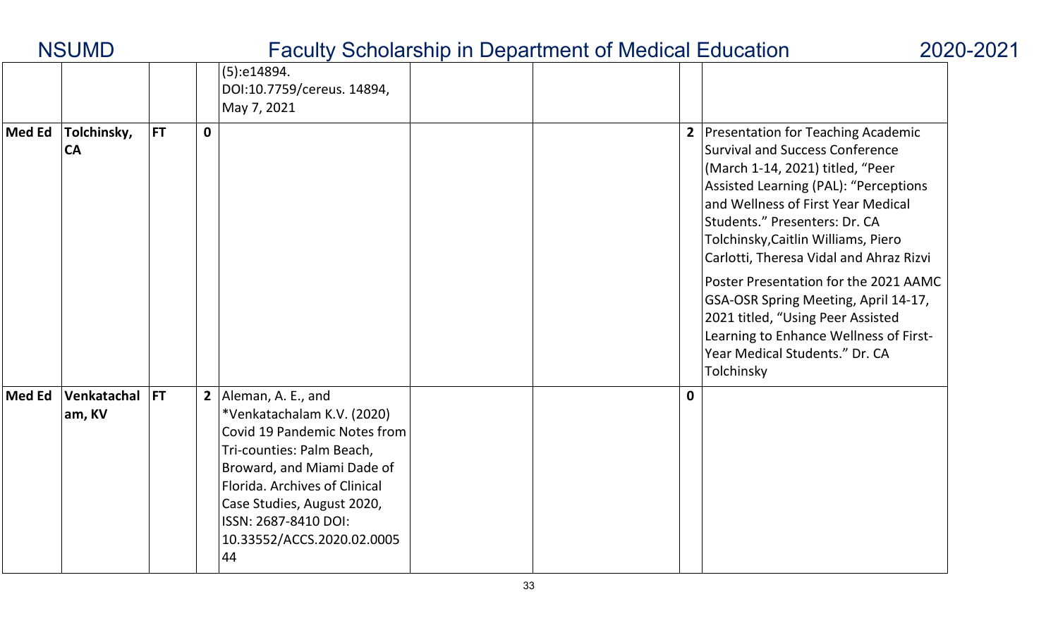| | | | | | | | | |
|---|---|---|---|---|---|---|---|---|
| | | | | (5):e14894. DOI:10.7759/cereus. 14894, May 7, 2021 | | | | |
| **Med Ed** | **Tolchinsky, CA** | **FT** | **0** | | | | **2** | Presentation for Teaching Academic Survival and Success Conference (March 1-14, 2021) titled, "Peer Assisted Learning (PAL): "Perceptions and Wellness of First Year Medical Students." Presenters: Dr. CA Tolchinsky,Caitlin Williams, Piero Carlotti, Theresa Vidal and Ahraz Rizvi<br><br>Poster Presentation for the 2021 AAMC GSA-OSR Spring Meeting, April 14-17, 2021 titled, "Using Peer Assisted Learning to Enhance Wellness of First-Year Medical Students." Dr. CA Tolchinsky |
| **Med Ed** | **Venkatachalam, KV** | **FT** | **2** | Aleman, A. E., and *Venkatachalam K.V. (2020) Covid 19 Pandemic Notes from Tri-counties: Palm Beach, Broward, and Miami Dade of Florida. Archives of Clinical Case Studies, August 2020, ISSN: 2687-8410 DOI: 10.33552/ACCS.2020.02.000544 | | | **0** | |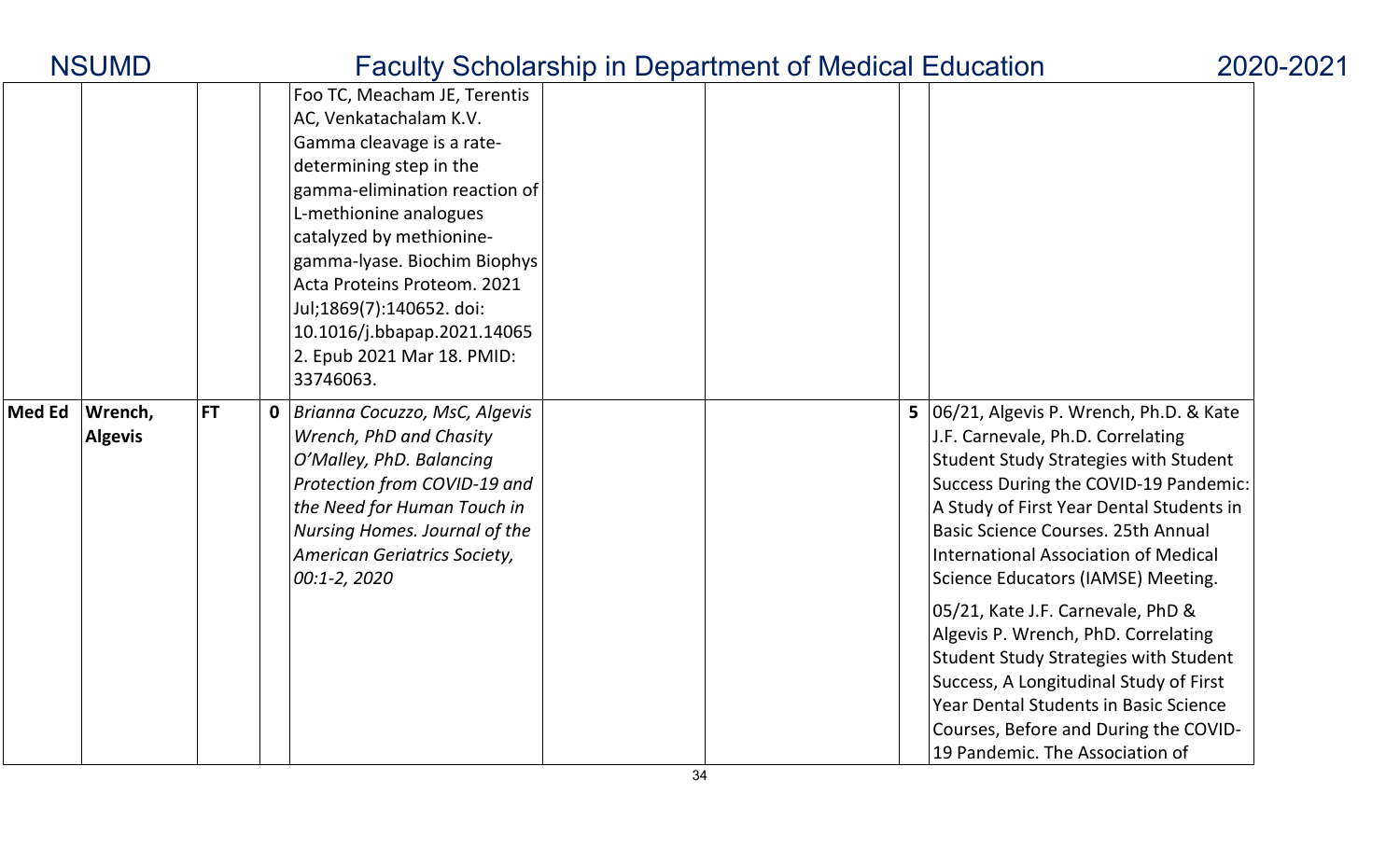| | | | | | | | | |
|---|---|---|---|---|---|---|---|---|
| | | | | Foo TC, Meacham JE, Terentis AC, Venkatachalam K.V. Gamma cleavage is a rate-determining step in the gamma-elimination reaction of L-methionine analogues catalyzed by methionine-gamma-lyase. Biochim Biophys Acta Proteins Proteom. 2021 Jul;1869(7):140652. doi: 10.1016/j.bbapap.2021.140652. Epub 2021 Mar 18. PMID: 33746063. | | | | |
| **Med Ed** | **Wrench, Algevis** | **FT** | **0** | *Brianna Cocuzzo, MsC, Algevis Wrench, PhD and Chasity O'Malley, PhD. Balancing Protection from COVID-19 and the Need for Human Touch in Nursing Homes. Journal of the American Geriatrics Society, 00:1-2, 2020* | | | **5** | 06/21, Algevis P. Wrench, Ph.D. & Kate J.F. Carnevale, Ph.D. Correlating Student Study Strategies with Student Success During the COVID-19 Pandemic: A Study of First Year Dental Students in Basic Science Courses. 25th Annual International Association of Medical Science Educators (IAMSE) Meeting.<br><br>05/21, Kate J.F. Carnevale, PhD & Algevis P. Wrench, PhD. Correlating Student Study Strategies with Student Success, A Longitudinal Study of First Year Dental Students in Basic Science Courses, Before and During the COVID-19 Pandemic. The Association of |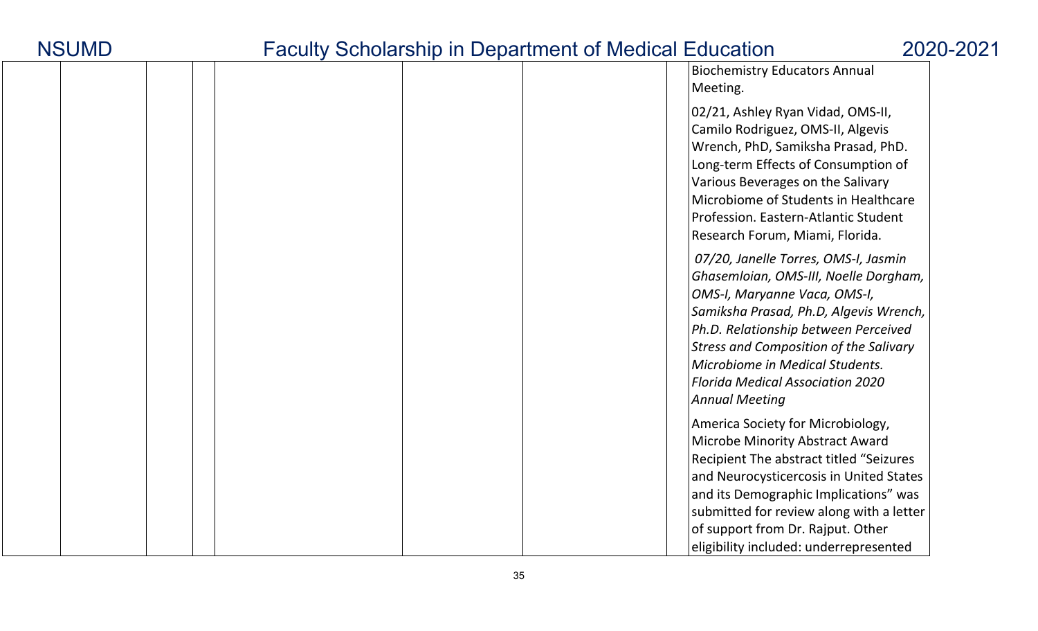| | | | | | | | |
|---|---|---|---|---|---|---|---|
| | | | | | | | Biochemistry Educators Annual Meeting.<br><br>02/21, Ashley Ryan Vidad, OMS-II, Camilo Rodriguez, OMS-II, Algevis Wrench, PhD, Samiksha Prasad, PhD. Long-term Effects of Consumption of Various Beverages on the Salivary Microbiome of Students in Healthcare Profession. Eastern-Atlantic Student Research Forum, Miami, Florida.<br><br>*07/20, Janelle Torres, OMS-I, Jasmin Ghasemloian, OMS-III, Noelle Dorgham, OMS-I, Maryanne Vaca, OMS-I, Samiksha Prasad, Ph.D, Algevis Wrench, Ph.D. Relationship between Perceived Stress and Composition of the Salivary Microbiome in Medical Students. Florida Medical Association 2020 Annual Meeting*<br><br>America Society for Microbiology, Microbe Minority Abstract Award Recipient The abstract titled "Seizures and Neurocysticercosis in United States and its Demographic Implications" was submitted for review along with a letter of support from Dr. Rajput. Other eligibility included: underrepresented |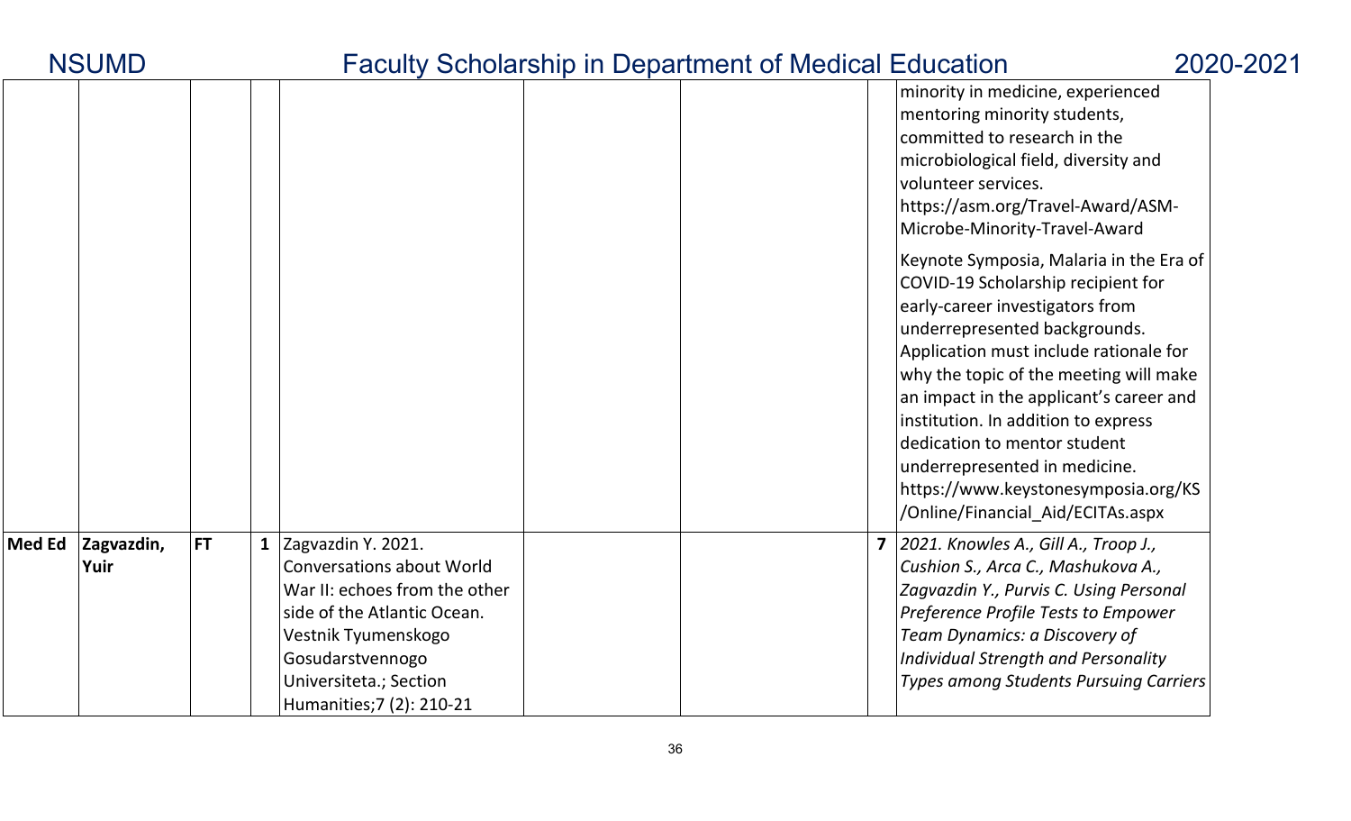| | | | | | | | | |
|---|---|---|---|---|---|---|---|---|
| | | | | | | | | minority in medicine, experienced mentoring minority students, committed to research in the microbiological field, diversity and volunteer services. https://asm.org/Travel-Award/ASM-Microbe-Minority-Travel-Award<br><br>Keynote Symposia, Malaria in the Era of COVID-19 Scholarship recipient for early-career investigators from underrepresented backgrounds. Application must include rationale for why the topic of the meeting will make an impact in the applicant's career and institution. In addition to express dedication to mentor student underrepresented in medicine. https://www.keystonesymposia.org/KS/Online/Financial_Aid/ECITAs.aspx |
| **Med Ed** | **Zagvazdin, Yuir** | **FT** | **1** | Zagvazdin Y. 2021. Conversations about World War II: echoes from the other side of the Atlantic Ocean. Vestnik Tyumenskogo Gosudarstvennogo Universiteta.; Section Humanities;7 (2): 210-21 | | | **7** | *2021. Knowles A., Gill A., Troop J., Cushion S., Arca C., Mashukova A., Zagvazdin Y., Purvis C. Using Personal Preference Profile Tests to Empower Team Dynamics: a Discovery of Individual Strength and Personality Types among Students Pursuing Carriers* |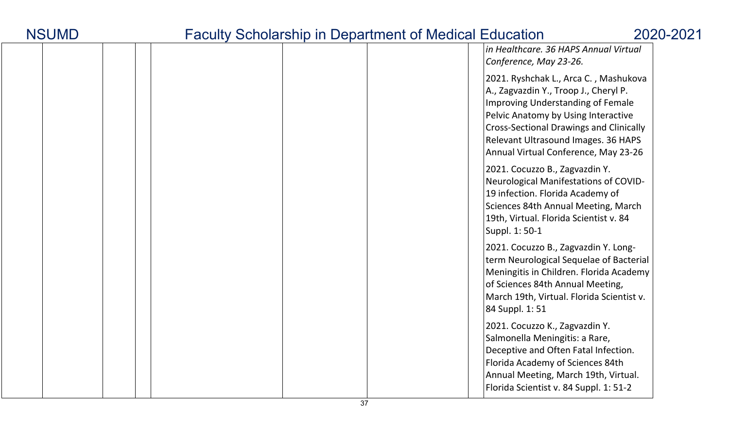| | | | | | | |
|---|---|---|---|---|---|---|
| | | | | | | *in Healthcare. 36 HAPS Annual Virtual Conference, May 23-26.*<br><br>2021. Ryshchak L., Arca C. , Mashukova A., Zagvazdin Y., Troop J., Cheryl P. Improving Understanding of Female Pelvic Anatomy by Using Interactive Cross-Sectional Drawings and Clinically Relevant Ultrasound Images. 36 HAPS Annual Virtual Conference, May 23-26<br><br>2021. Cocuzzo B., Zagvazdin Y. Neurological Manifestations of COVID-19 infection. Florida Academy of Sciences 84th Annual Meeting, March 19th, Virtual. Florida Scientist v. 84 Suppl. 1: 50-1<br><br>2021. Cocuzzo B., Zagvazdin Y. Long-term Neurological Sequelae of Bacterial Meningitis in Children. Florida Academy of Sciences 84th Annual Meeting, March 19th, Virtual. Florida Scientist v. 84 Suppl. 1: 51<br><br>2021. Cocuzzo K., Zagvazdin Y. Salmonella Meningitis: a Rare, Deceptive and Often Fatal Infection. Florida Academy of Sciences 84th Annual Meeting, March 19th, Virtual. Florida Scientist v. 84 Suppl. 1: 51-2 |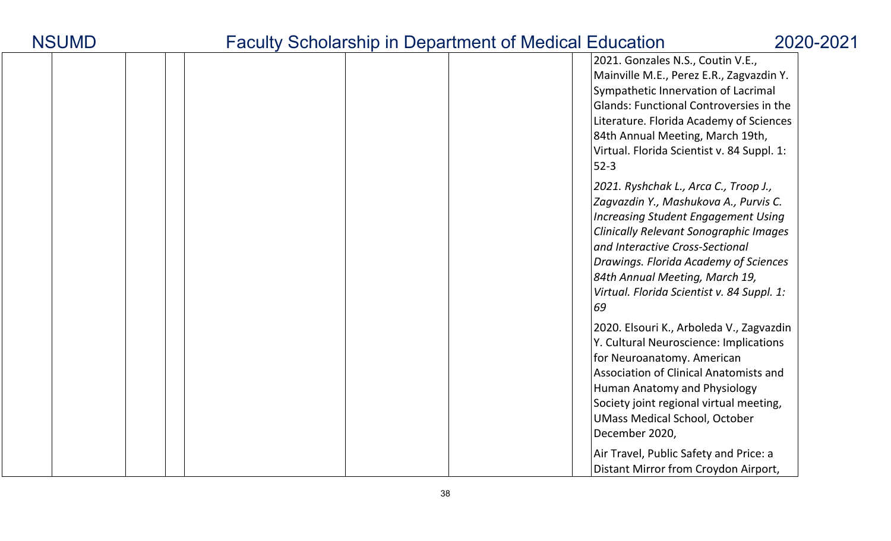| | | | | | | |
|---|---|---|---|---|---|---|
| | | | | | | 2021. Gonzales N.S., Coutin V.E., Mainville M.E., Perez E.R., Zagvazdin Y. Sympathetic Innervation of Lacrimal Glands: Functional Controversies in the Literature. Florida Academy of Sciences 84th Annual Meeting, March 19th, Virtual. Florida Scientist v. 84 Suppl. 1: 52-3<br><br>*2021. Ryshchak L., Arca C., Troop J., Zagvazdin Y., Mashukova A., Purvis C. Increasing Student Engagement Using Clinically Relevant Sonographic Images and Interactive Cross-Sectional Drawings. Florida Academy of Sciences 84th Annual Meeting, March 19, Virtual. Florida Scientist v. 84 Suppl. 1: 69*<br><br>2020. Elsouri K., Arboleda V., Zagvazdin Y. Cultural Neuroscience: Implications for Neuroanatomy. American Association of Clinical Anatomists and Human Anatomy and Physiology Society joint regional virtual meeting, UMass Medical School, October December 2020,<br><br>Air Travel, Public Safety and Price: a Distant Mirror from Croydon Airport, |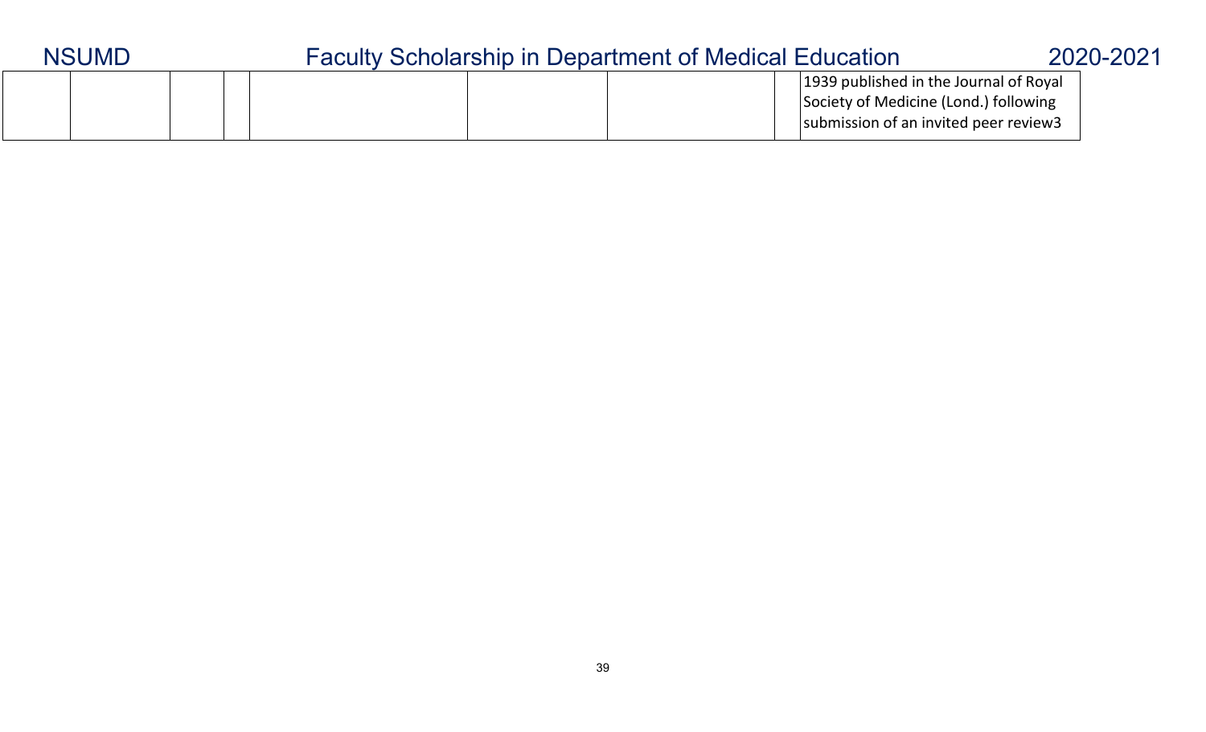| | | | | | | | | |
|---|---|---|---|---|---|---|---|---|
| | | | | | | | | 1939 published in the Journal of Royal Society of Medicine (Lond.) following submission of an invited peer review3 |